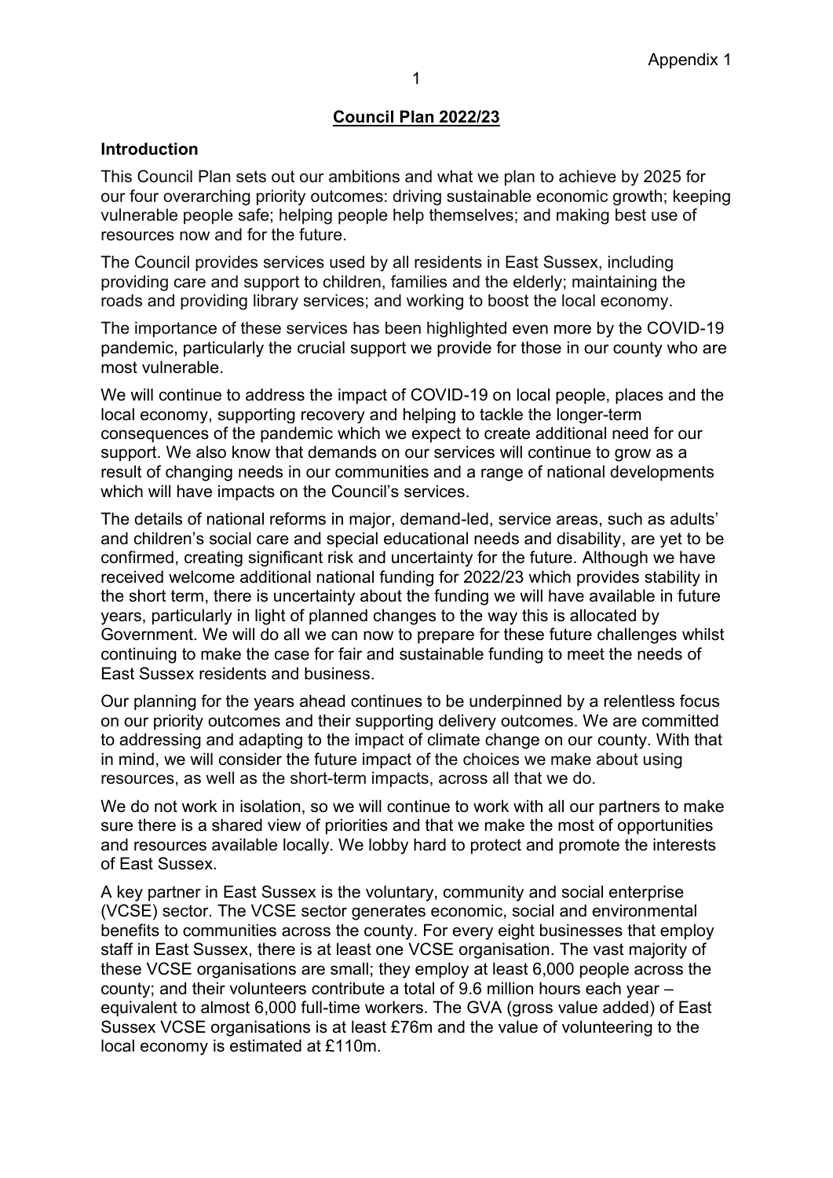Appendix 1

# Council Plan 2022/23

## Introduction

This Council Plan sets out our ambitions and what we plan to achieve by 2025 for our four overarching priority outcomes: driving sustainable economic growth; keeping vulnerable people safe; helping people help themselves; and making best use of resources now and for the future.

The Council provides services used by all residents in East Sussex, including providing care and support to children, families and the elderly; maintaining the roads and providing library services; and working to boost the local economy.

The importance of these services has been highlighted even more by the COVID-19 pandemic, particularly the crucial support we provide for those in our county who are most vulnerable.

We will continue to address the impact of COVID-19 on local people, places and the local economy, supporting recovery and helping to tackle the longer-term consequences of the pandemic which we expect to create additional need for our support. We also know that demands on our services will continue to grow as a result of changing needs in our communities and a range of national developments which will have impacts on the Council's services.

The details of national reforms in major, demand-led, service areas, such as adults' and children's social care and special educational needs and disability, are yet to be confirmed, creating significant risk and uncertainty for the future. Although we have received welcome additional national funding for 2022/23 which provides stability in the short term, there is uncertainty about the funding we will have available in future years, particularly in light of planned changes to the way this is allocated by Government. We will do all we can now to prepare for these future challenges whilst continuing to make the case for fair and sustainable funding to meet the needs of East Sussex residents and business.

Our planning for the years ahead continues to be underpinned by a relentless focus on our priority outcomes and their supporting delivery outcomes. We are committed to addressing and adapting to the impact of climate change on our county. With that in mind, we will consider the future impact of the choices we make about using resources, as well as the short-term impacts, across all that we do.

We do not work in isolation, so we will continue to work with all our partners to make sure there is a shared view of priorities and that we make the most of opportunities and resources available locally. We lobby hard to protect and promote the interests of East Sussex.

A key partner in East Sussex is the voluntary, community and social enterprise (VCSE) sector. The VCSE sector generates economic, social and environmental benefits to communities across the county. For every eight businesses that employ staff in East Sussex, there is at least one VCSE organisation. The vast majority of these VCSE organisations are small; they employ at least 6,000 people across the county; and their volunteers contribute a total of 9.6 million hours each year – equivalent to almost 6,000 full-time workers. The GVA (gross value added) of East Sussex VCSE organisations is at least £76m and the value of volunteering to the local economy is estimated at £110m.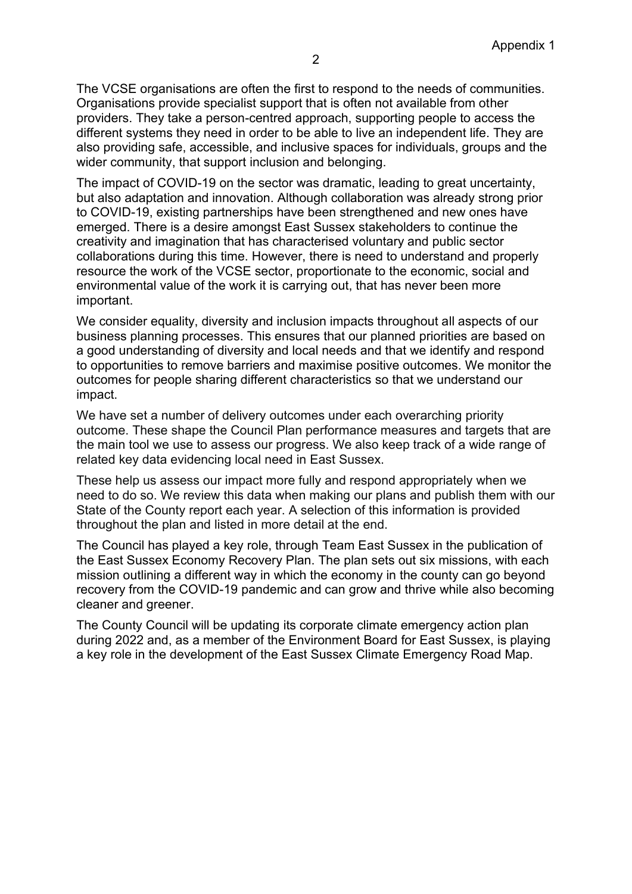The VCSE organisations are often the first to respond to the needs of communities. Organisations provide specialist support that is often not available from other providers. They take a person-centred approach, supporting people to access the different systems they need in order to be able to live an independent life. They are also providing safe, accessible, and inclusive spaces for individuals, groups and the wider community, that support inclusion and belonging.

The impact of COVID-19 on the sector was dramatic, leading to great uncertainty, but also adaptation and innovation. Although collaboration was already strong prior to COVID-19, existing partnerships have been strengthened and new ones have emerged. There is a desire amongst East Sussex stakeholders to continue the creativity and imagination that has characterised voluntary and public sector collaborations during this time. However, there is need to understand and properly resource the work of the VCSE sector, proportionate to the economic, social and environmental value of the work it is carrying out, that has never been more important.

We consider equality, diversity and inclusion impacts throughout all aspects of our business planning processes. This ensures that our planned priorities are based on a good understanding of diversity and local needs and that we identify and respond to opportunities to remove barriers and maximise positive outcomes. We monitor the outcomes for people sharing different characteristics so that we understand our impact.

We have set a number of delivery outcomes under each overarching priority outcome. These shape the Council Plan performance measures and targets that are the main tool we use to assess our progress. We also keep track of a wide range of related key data evidencing local need in East Sussex.

These help us assess our impact more fully and respond appropriately when we need to do so. We review this data when making our plans and publish them with our State of the County report each year. A selection of this information is provided throughout the plan and listed in more detail at the end.

The Council has played a key role, through Team East Sussex in the publication of the East Sussex Economy Recovery Plan. The plan sets out six missions, with each mission outlining a different way in which the economy in the county can go beyond recovery from the COVID-19 pandemic and can grow and thrive while also becoming cleaner and greener.

The County Council will be updating its corporate climate emergency action plan during 2022 and, as a member of the Environment Board for East Sussex, is playing a key role in the development of the East Sussex Climate Emergency Road Map.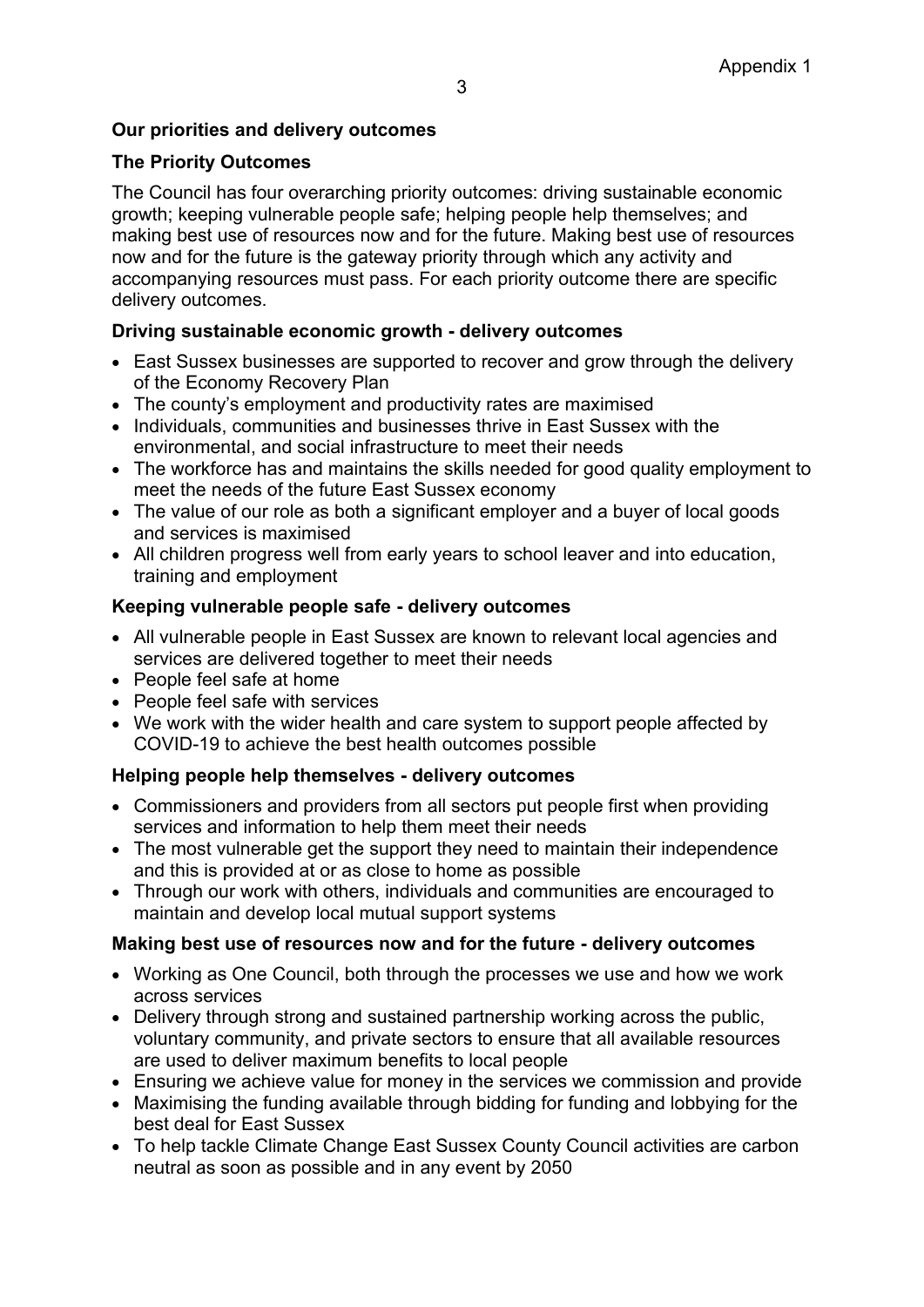## Our priorities and delivery outcomes

### The Priority Outcomes

The Council has four overarching priority outcomes: driving sustainable economic growth; keeping vulnerable people safe; helping people help themselves; and making best use of resources now and for the future. Making best use of resources now and for the future is the gateway priority through which any activity and accompanying resources must pass. For each priority outcome there are specific delivery outcomes.

### Driving sustainable economic growth - delivery outcomes

- East Sussex businesses are supported to recover and grow through the delivery of the Economy Recovery Plan
- The county's employment and productivity rates are maximised
- Individuals, communities and businesses thrive in East Sussex with the environmental, and social infrastructure to meet their needs
- The workforce has and maintains the skills needed for good quality employment to meet the needs of the future East Sussex economy
- The value of our role as both a significant employer and a buyer of local goods and services is maximised
- All children progress well from early years to school leaver and into education, training and employment

### Keeping vulnerable people safe - delivery outcomes

- All vulnerable people in East Sussex are known to relevant local agencies and services are delivered together to meet their needs
- People feel safe at home
- People feel safe with services
- We work with the wider health and care system to support people affected by COVID-19 to achieve the best health outcomes possible

### Helping people help themselves - delivery outcomes

- Commissioners and providers from all sectors put people first when providing services and information to help them meet their needs
- The most vulnerable get the support they need to maintain their independence and this is provided at or as close to home as possible
- Through our work with others, individuals and communities are encouraged to maintain and develop local mutual support systems

### Making best use of resources now and for the future - delivery outcomes

- Working as One Council, both through the processes we use and how we work across services
- Delivery through strong and sustained partnership working across the public, voluntary community, and private sectors to ensure that all available resources are used to deliver maximum benefits to local people
- Ensuring we achieve value for money in the services we commission and provide
- Maximising the funding available through bidding for funding and lobbying for the best deal for East Sussex
- To help tackle Climate Change East Sussex County Council activities are carbon neutral as soon as possible and in any event by 2050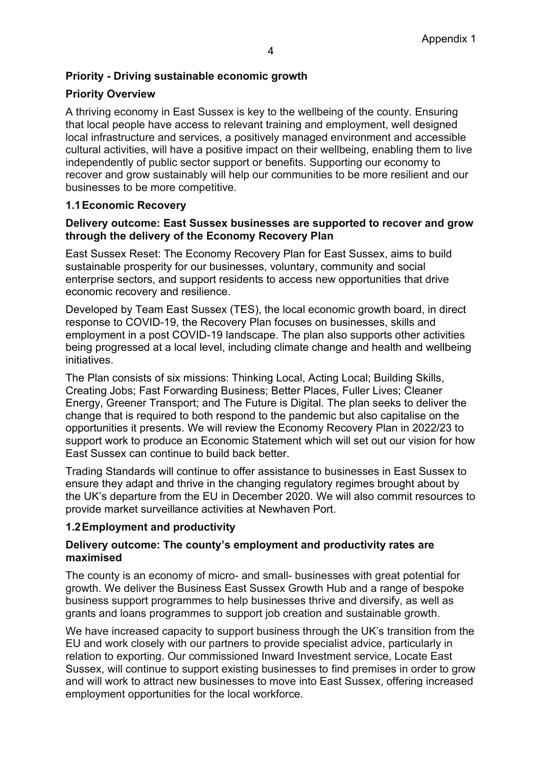## Priority - Driving sustainable economic growth

### Priority Overview

A thriving economy in East Sussex is key to the wellbeing of the county. Ensuring that local people have access to relevant training and employment, well designed local infrastructure and services, a positively managed environment and accessible cultural activities, will have a positive impact on their wellbeing, enabling them to live independently of public sector support or benefits. Supporting our economy to recover and grow sustainably will help our communities to be more resilient and our businesses to be more competitive.

### 1.1 Economic Recovery

**Delivery outcome: East Sussex businesses are supported to recover and grow through the delivery of the Economy Recovery Plan**

East Sussex Reset: The Economy Recovery Plan for East Sussex, aims to build sustainable prosperity for our businesses, voluntary, community and social enterprise sectors, and support residents to access new opportunities that drive economic recovery and resilience.

Developed by Team East Sussex (TES), the local economic growth board, in direct response to COVID-19, the Recovery Plan focuses on businesses, skills and employment in a post COVID-19 landscape. The plan also supports other activities being progressed at a local level, including climate change and health and wellbeing initiatives.

The Plan consists of six missions: Thinking Local, Acting Local; Building Skills, Creating Jobs; Fast Forwarding Business; Better Places, Fuller Lives; Cleaner Energy, Greener Transport; and The Future is Digital. The plan seeks to deliver the change that is required to both respond to the pandemic but also capitalise on the opportunities it presents. We will review the Economy Recovery Plan in 2022/23 to support work to produce an Economic Statement which will set out our vision for how East Sussex can continue to build back better.

Trading Standards will continue to offer assistance to businesses in East Sussex to ensure they adapt and thrive in the changing regulatory regimes brought about by the UK's departure from the EU in December 2020. We will also commit resources to provide market surveillance activities at Newhaven Port.

### 1.2 Employment and productivity

**Delivery outcome: The county's employment and productivity rates are maximised**

The county is an economy of micro- and small- businesses with great potential for growth. We deliver the Business East Sussex Growth Hub and a range of bespoke business support programmes to help businesses thrive and diversify, as well as grants and loans programmes to support job creation and sustainable growth.

We have increased capacity to support business through the UK's transition from the EU and work closely with our partners to provide specialist advice, particularly in relation to exporting. Our commissioned Inward Investment service, Locate East Sussex, will continue to support existing businesses to find premises in order to grow and will work to attract new businesses to move into East Sussex, offering increased employment opportunities for the local workforce.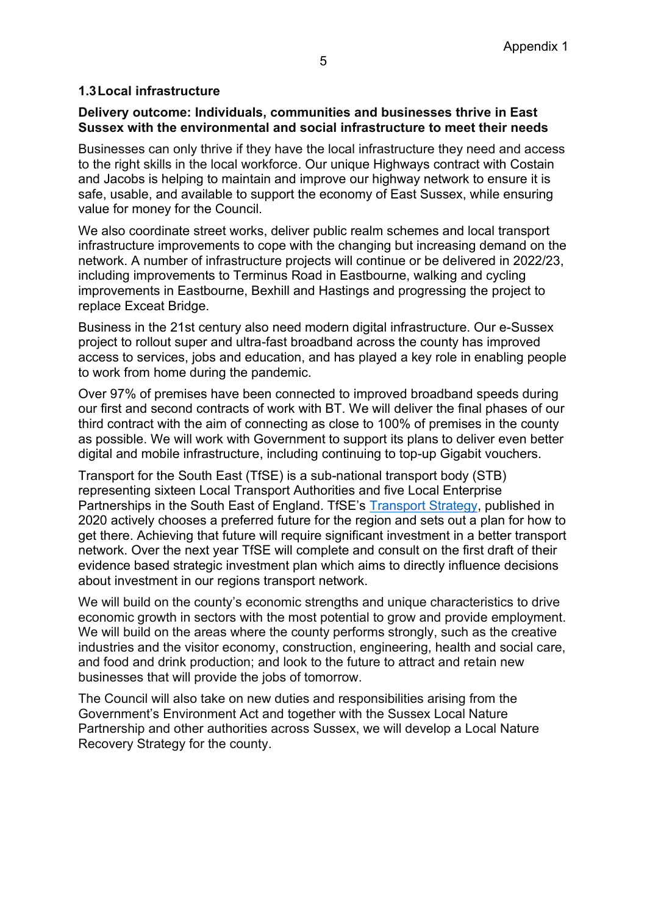### 1.3 Local infrastructure

**Delivery outcome: Individuals, communities and businesses thrive in East Sussex with the environmental and social infrastructure to meet their needs**

Businesses can only thrive if they have the local infrastructure they need and access to the right skills in the local workforce. Our unique Highways contract with Costain and Jacobs is helping to maintain and improve our highway network to ensure it is safe, usable, and available to support the economy of East Sussex, while ensuring value for money for the Council.

We also coordinate street works, deliver public realm schemes and local transport infrastructure improvements to cope with the changing but increasing demand on the network. A number of infrastructure projects will continue or be delivered in 2022/23, including improvements to Terminus Road in Eastbourne, walking and cycling improvements in Eastbourne, Bexhill and Hastings and progressing the project to replace Exceat Bridge.

Business in the 21st century also need modern digital infrastructure. Our e-Sussex project to rollout super and ultra-fast broadband across the county has improved access to services, jobs and education, and has played a key role in enabling people to work from home during the pandemic.

Over 97% of premises have been connected to improved broadband speeds during our first and second contracts of work with BT. We will deliver the final phases of our third contract with the aim of connecting as close to 100% of premises in the county as possible. We will work with Government to support its plans to deliver even better digital and mobile infrastructure, including continuing to top-up Gigabit vouchers.

Transport for the South East (TfSE) is a sub-national transport body (STB) representing sixteen Local Transport Authorities and five Local Enterprise Partnerships in the South East of England. TfSE's Transport Strategy, published in 2020 actively chooses a preferred future for the region and sets out a plan for how to get there. Achieving that future will require significant investment in a better transport network. Over the next year TfSE will complete and consult on the first draft of their evidence based strategic investment plan which aims to directly influence decisions about investment in our regions transport network.

We will build on the county's economic strengths and unique characteristics to drive economic growth in sectors with the most potential to grow and provide employment. We will build on the areas where the county performs strongly, such as the creative industries and the visitor economy, construction, engineering, health and social care, and food and drink production; and look to the future to attract and retain new businesses that will provide the jobs of tomorrow.

The Council will also take on new duties and responsibilities arising from the Government's Environment Act and together with the Sussex Local Nature Partnership and other authorities across Sussex, we will develop a Local Nature Recovery Strategy for the county.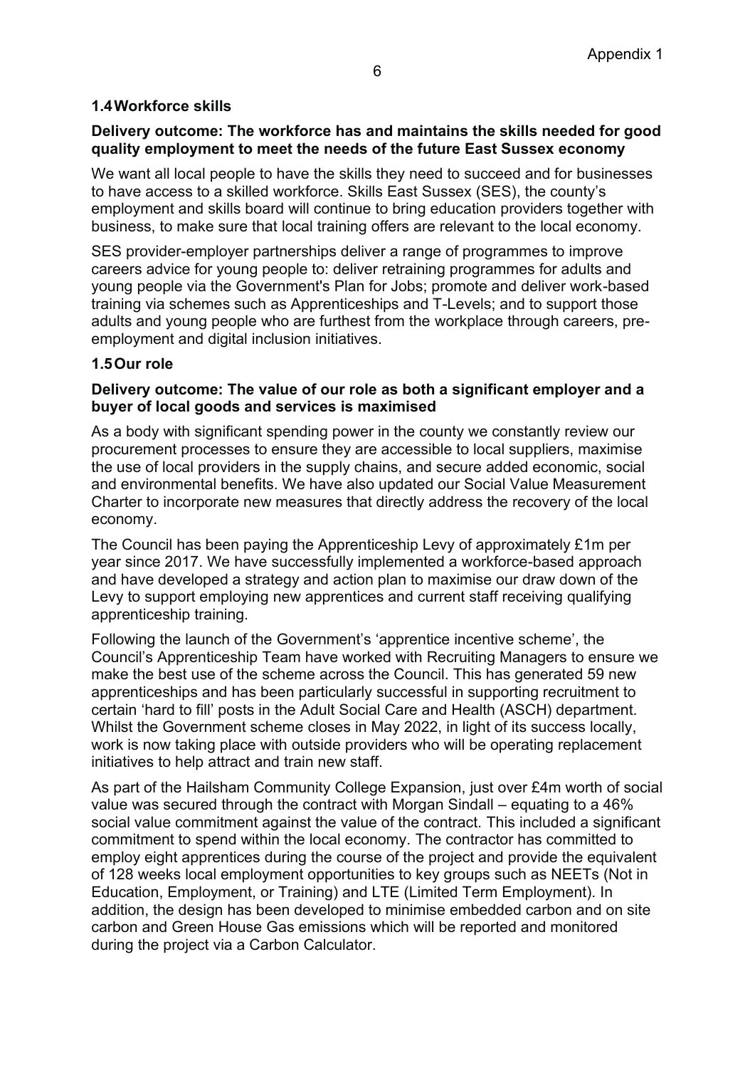### 1.4 Workforce skills

**Delivery outcome: The workforce has and maintains the skills needed for good quality employment to meet the needs of the future East Sussex economy**

We want all local people to have the skills they need to succeed and for businesses to have access to a skilled workforce. Skills East Sussex (SES), the county's employment and skills board will continue to bring education providers together with business, to make sure that local training offers are relevant to the local economy.

SES provider-employer partnerships deliver a range of programmes to improve careers advice for young people to: deliver retraining programmes for adults and young people via the Government's Plan for Jobs; promote and deliver work-based training via schemes such as Apprenticeships and T-Levels; and to support those adults and young people who are furthest from the workplace through careers, pre-employment and digital inclusion initiatives.

### 1.5 Our role

**Delivery outcome: The value of our role as both a significant employer and a buyer of local goods and services is maximised**

As a body with significant spending power in the county we constantly review our procurement processes to ensure they are accessible to local suppliers, maximise the use of local providers in the supply chains, and secure added economic, social and environmental benefits. We have also updated our Social Value Measurement Charter to incorporate new measures that directly address the recovery of the local economy.

The Council has been paying the Apprenticeship Levy of approximately £1m per year since 2017. We have successfully implemented a workforce-based approach and have developed a strategy and action plan to maximise our draw down of the Levy to support employing new apprentices and current staff receiving qualifying apprenticeship training.

Following the launch of the Government's 'apprentice incentive scheme', the Council's Apprenticeship Team have worked with Recruiting Managers to ensure we make the best use of the scheme across the Council. This has generated 59 new apprenticeships and has been particularly successful in supporting recruitment to certain 'hard to fill' posts in the Adult Social Care and Health (ASCH) department. Whilst the Government scheme closes in May 2022, in light of its success locally, work is now taking place with outside providers who will be operating replacement initiatives to help attract and train new staff.

As part of the Hailsham Community College Expansion, just over £4m worth of social value was secured through the contract with Morgan Sindall – equating to a 46% social value commitment against the value of the contract. This included a significant commitment to spend within the local economy. The contractor has committed to employ eight apprentices during the course of the project and provide the equivalent of 128 weeks local employment opportunities to key groups such as NEETs (Not in Education, Employment, or Training) and LTE (Limited Term Employment). In addition, the design has been developed to minimise embedded carbon and on site carbon and Green House Gas emissions which will be reported and monitored during the project via a Carbon Calculator.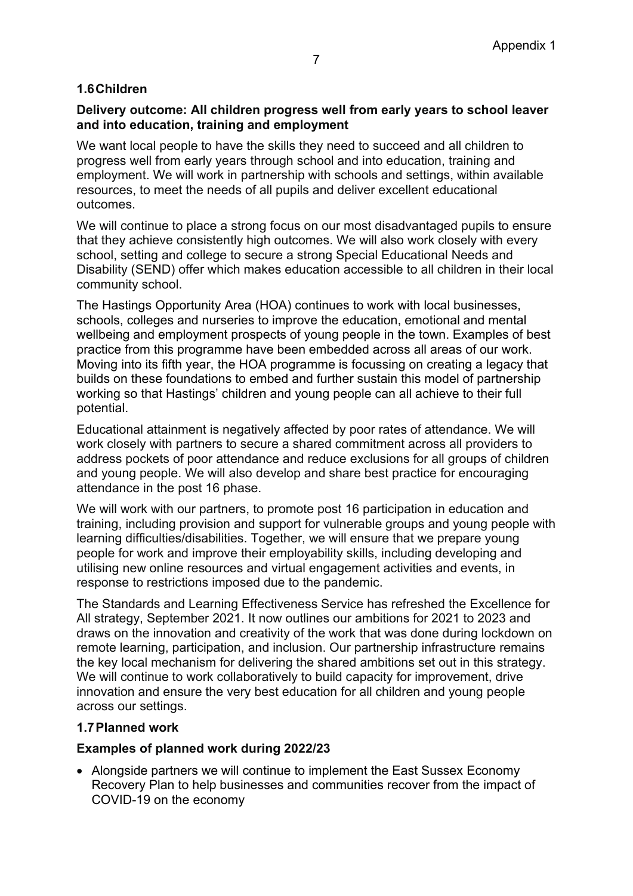### 1.6 Children

**Delivery outcome: All children progress well from early years to school leaver and into education, training and employment**

We want local people to have the skills they need to succeed and all children to progress well from early years through school and into education, training and employment. We will work in partnership with schools and settings, within available resources, to meet the needs of all pupils and deliver excellent educational outcomes.

We will continue to place a strong focus on our most disadvantaged pupils to ensure that they achieve consistently high outcomes. We will also work closely with every school, setting and college to secure a strong Special Educational Needs and Disability (SEND) offer which makes education accessible to all children in their local community school.

The Hastings Opportunity Area (HOA) continues to work with local businesses, schools, colleges and nurseries to improve the education, emotional and mental wellbeing and employment prospects of young people in the town. Examples of best practice from this programme have been embedded across all areas of our work. Moving into its fifth year, the HOA programme is focussing on creating a legacy that builds on these foundations to embed and further sustain this model of partnership working so that Hastings' children and young people can all achieve to their full potential.

Educational attainment is negatively affected by poor rates of attendance. We will work closely with partners to secure a shared commitment across all providers to address pockets of poor attendance and reduce exclusions for all groups of children and young people. We will also develop and share best practice for encouraging attendance in the post 16 phase.

We will work with our partners, to promote post 16 participation in education and training, including provision and support for vulnerable groups and young people with learning difficulties/disabilities. Together, we will ensure that we prepare young people for work and improve their employability skills, including developing and utilising new online resources and virtual engagement activities and events, in response to restrictions imposed due to the pandemic.

The Standards and Learning Effectiveness Service has refreshed the Excellence for All strategy, September 2021. It now outlines our ambitions for 2021 to 2023 and draws on the innovation and creativity of the work that was done during lockdown on remote learning, participation, and inclusion. Our partnership infrastructure remains the key local mechanism for delivering the shared ambitions set out in this strategy. We will continue to work collaboratively to build capacity for improvement, drive innovation and ensure the very best education for all children and young people across our settings.

### 1.7 Planned work

**Examples of planned work during 2022/23**

- Alongside partners we will continue to implement the East Sussex Economy Recovery Plan to help businesses and communities recover from the impact of COVID-19 on the economy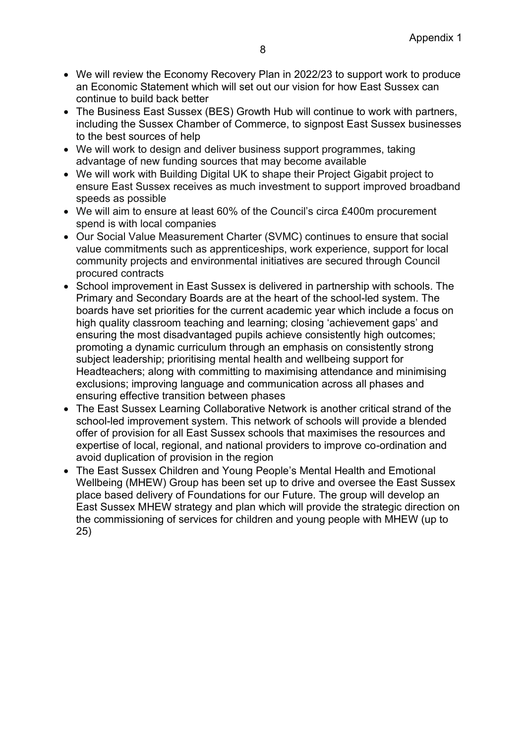- We will review the Economy Recovery Plan in 2022/23 to support work to produce an Economic Statement which will set out our vision for how East Sussex can continue to build back better
- The Business East Sussex (BES) Growth Hub will continue to work with partners, including the Sussex Chamber of Commerce, to signpost East Sussex businesses to the best sources of help
- We will work to design and deliver business support programmes, taking advantage of new funding sources that may become available
- We will work with Building Digital UK to shape their Project Gigabit project to ensure East Sussex receives as much investment to support improved broadband speeds as possible
- We will aim to ensure at least 60% of the Council's circa £400m procurement spend is with local companies
- Our Social Value Measurement Charter (SVMC) continues to ensure that social value commitments such as apprenticeships, work experience, support for local community projects and environmental initiatives are secured through Council procured contracts
- School improvement in East Sussex is delivered in partnership with schools. The Primary and Secondary Boards are at the heart of the school-led system. The boards have set priorities for the current academic year which include a focus on high quality classroom teaching and learning; closing 'achievement gaps' and ensuring the most disadvantaged pupils achieve consistently high outcomes; promoting a dynamic curriculum through an emphasis on consistently strong subject leadership; prioritising mental health and wellbeing support for Headteachers; along with committing to maximising attendance and minimising exclusions; improving language and communication across all phases and ensuring effective transition between phases
- The East Sussex Learning Collaborative Network is another critical strand of the school-led improvement system. This network of schools will provide a blended offer of provision for all East Sussex schools that maximises the resources and expertise of local, regional, and national providers to improve co-ordination and avoid duplication of provision in the region
- The East Sussex Children and Young People's Mental Health and Emotional Wellbeing (MHEW) Group has been set up to drive and oversee the East Sussex place based delivery of Foundations for our Future. The group will develop an East Sussex MHEW strategy and plan which will provide the strategic direction on the commissioning of services for children and young people with MHEW (up to 25)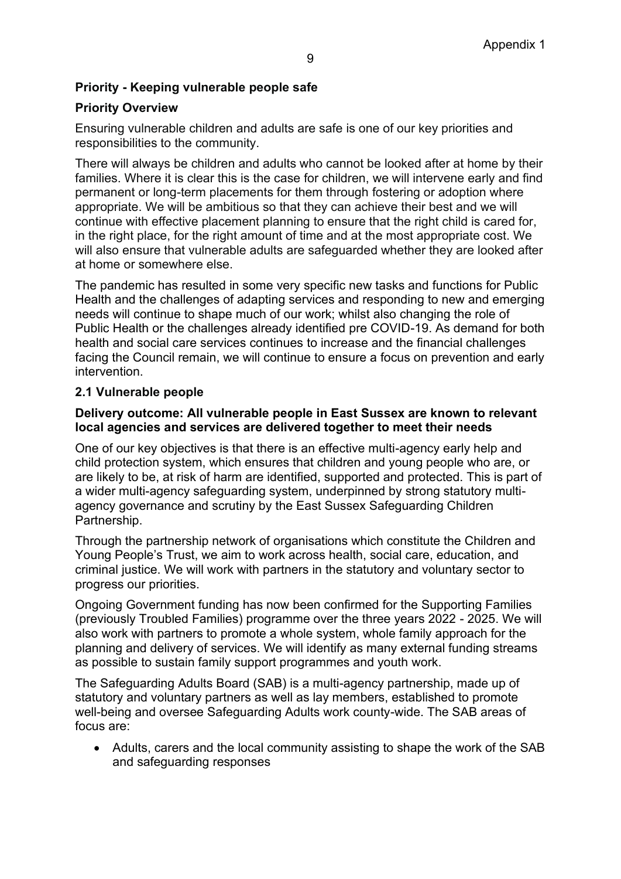## Priority - Keeping vulnerable people safe

### Priority Overview

Ensuring vulnerable children and adults are safe is one of our key priorities and responsibilities to the community.

There will always be children and adults who cannot be looked after at home by their families. Where it is clear this is the case for children, we will intervene early and find permanent or long-term placements for them through fostering or adoption where appropriate. We will be ambitious so that they can achieve their best and we will continue with effective placement planning to ensure that the right child is cared for, in the right place, for the right amount of time and at the most appropriate cost. We will also ensure that vulnerable adults are safeguarded whether they are looked after at home or somewhere else.

The pandemic has resulted in some very specific new tasks and functions for Public Health and the challenges of adapting services and responding to new and emerging needs will continue to shape much of our work; whilst also changing the role of Public Health or the challenges already identified pre COVID-19. As demand for both health and social care services continues to increase and the financial challenges facing the Council remain, we will continue to ensure a focus on prevention and early intervention.

### 2.1 Vulnerable people

**Delivery outcome: All vulnerable people in East Sussex are known to relevant local agencies and services are delivered together to meet their needs**

One of our key objectives is that there is an effective multi-agency early help and child protection system, which ensures that children and young people who are, or are likely to be, at risk of harm are identified, supported and protected. This is part of a wider multi-agency safeguarding system, underpinned by strong statutory multi-agency governance and scrutiny by the East Sussex Safeguarding Children Partnership.

Through the partnership network of organisations which constitute the Children and Young People's Trust, we aim to work across health, social care, education, and criminal justice. We will work with partners in the statutory and voluntary sector to progress our priorities.

Ongoing Government funding has now been confirmed for the Supporting Families (previously Troubled Families) programme over the three years 2022 - 2025. We will also work with partners to promote a whole system, whole family approach for the planning and delivery of services. We will identify as many external funding streams as possible to sustain family support programmes and youth work.

The Safeguarding Adults Board (SAB) is a multi-agency partnership, made up of statutory and voluntary partners as well as lay members, established to promote well-being and oversee Safeguarding Adults work county-wide. The SAB areas of focus are:

- Adults, carers and the local community assisting to shape the work of the SAB and safeguarding responses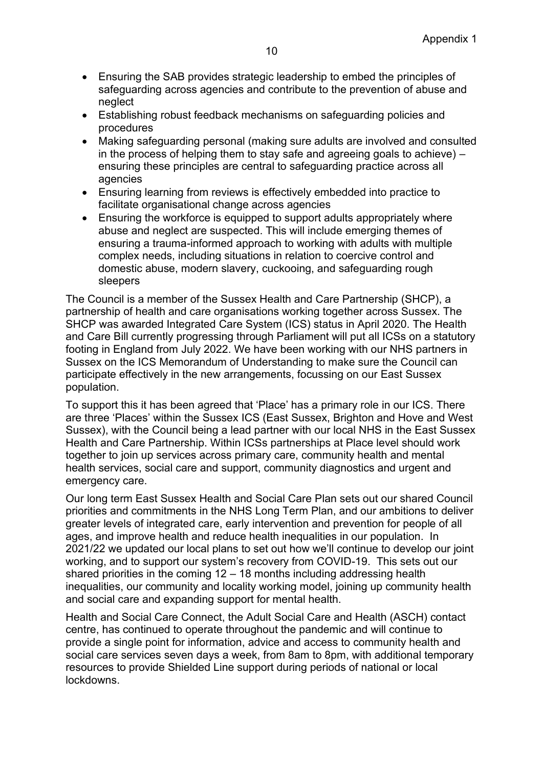- Ensuring the SAB provides strategic leadership to embed the principles of safeguarding across agencies and contribute to the prevention of abuse and neglect
- Establishing robust feedback mechanisms on safeguarding policies and procedures
- Making safeguarding personal (making sure adults are involved and consulted in the process of helping them to stay safe and agreeing goals to achieve) – ensuring these principles are central to safeguarding practice across all agencies
- Ensuring learning from reviews is effectively embedded into practice to facilitate organisational change across agencies
- Ensuring the workforce is equipped to support adults appropriately where abuse and neglect are suspected. This will include emerging themes of ensuring a trauma-informed approach to working with adults with multiple complex needs, including situations in relation to coercive control and domestic abuse, modern slavery, cuckooing, and safeguarding rough sleepers

The Council is a member of the Sussex Health and Care Partnership (SHCP), a partnership of health and care organisations working together across Sussex. The SHCP was awarded Integrated Care System (ICS) status in April 2020. The Health and Care Bill currently progressing through Parliament will put all ICSs on a statutory footing in England from July 2022. We have been working with our NHS partners in Sussex on the ICS Memorandum of Understanding to make sure the Council can participate effectively in the new arrangements, focussing on our East Sussex population.

To support this it has been agreed that 'Place' has a primary role in our ICS. There are three 'Places' within the Sussex ICS (East Sussex, Brighton and Hove and West Sussex), with the Council being a lead partner with our local NHS in the East Sussex Health and Care Partnership. Within ICSs partnerships at Place level should work together to join up services across primary care, community health and mental health services, social care and support, community diagnostics and urgent and emergency care.

Our long term East Sussex Health and Social Care Plan sets out our shared Council priorities and commitments in the NHS Long Term Plan, and our ambitions to deliver greater levels of integrated care, early intervention and prevention for people of all ages, and improve health and reduce health inequalities in our population. In 2021/22 we updated our local plans to set out how we'll continue to develop our joint working, and to support our system's recovery from COVID-19. This sets out our shared priorities in the coming 12 – 18 months including addressing health inequalities, our community and locality working model, joining up community health and social care and expanding support for mental health.

Health and Social Care Connect, the Adult Social Care and Health (ASCH) contact centre, has continued to operate throughout the pandemic and will continue to provide a single point for information, advice and access to community health and social care services seven days a week, from 8am to 8pm, with additional temporary resources to provide Shielded Line support during periods of national or local lockdowns.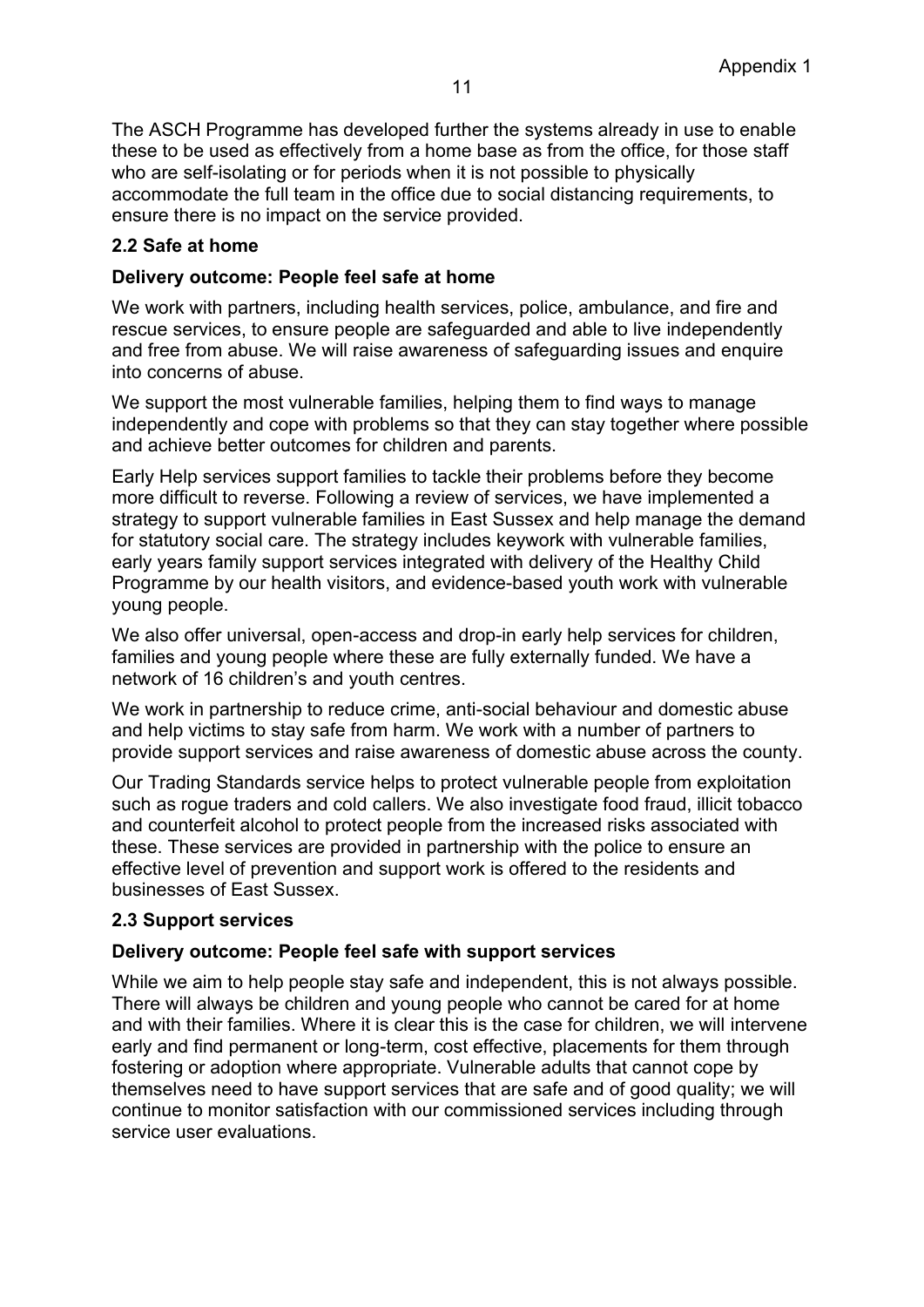The ASCH Programme has developed further the systems already in use to enable these to be used as effectively from a home base as from the office, for those staff who are self-isolating or for periods when it is not possible to physically accommodate the full team in the office due to social distancing requirements, to ensure there is no impact on the service provided.

### 2.2 Safe at home

**Delivery outcome: People feel safe at home**

We work with partners, including health services, police, ambulance, and fire and rescue services, to ensure people are safeguarded and able to live independently and free from abuse. We will raise awareness of safeguarding issues and enquire into concerns of abuse.

We support the most vulnerable families, helping them to find ways to manage independently and cope with problems so that they can stay together where possible and achieve better outcomes for children and parents.

Early Help services support families to tackle their problems before they become more difficult to reverse. Following a review of services, we have implemented a strategy to support vulnerable families in East Sussex and help manage the demand for statutory social care. The strategy includes keywork with vulnerable families, early years family support services integrated with delivery of the Healthy Child Programme by our health visitors, and evidence-based youth work with vulnerable young people.

We also offer universal, open-access and drop-in early help services for children, families and young people where these are fully externally funded. We have a network of 16 children's and youth centres.

We work in partnership to reduce crime, anti-social behaviour and domestic abuse and help victims to stay safe from harm. We work with a number of partners to provide support services and raise awareness of domestic abuse across the county.

Our Trading Standards service helps to protect vulnerable people from exploitation such as rogue traders and cold callers. We also investigate food fraud, illicit tobacco and counterfeit alcohol to protect people from the increased risks associated with these. These services are provided in partnership with the police to ensure an effective level of prevention and support work is offered to the residents and businesses of East Sussex.

### 2.3 Support services

**Delivery outcome: People feel safe with support services**

While we aim to help people stay safe and independent, this is not always possible. There will always be children and young people who cannot be cared for at home and with their families. Where it is clear this is the case for children, we will intervene early and find permanent or long-term, cost effective, placements for them through fostering or adoption where appropriate. Vulnerable adults that cannot cope by themselves need to have support services that are safe and of good quality; we will continue to monitor satisfaction with our commissioned services including through service user evaluations.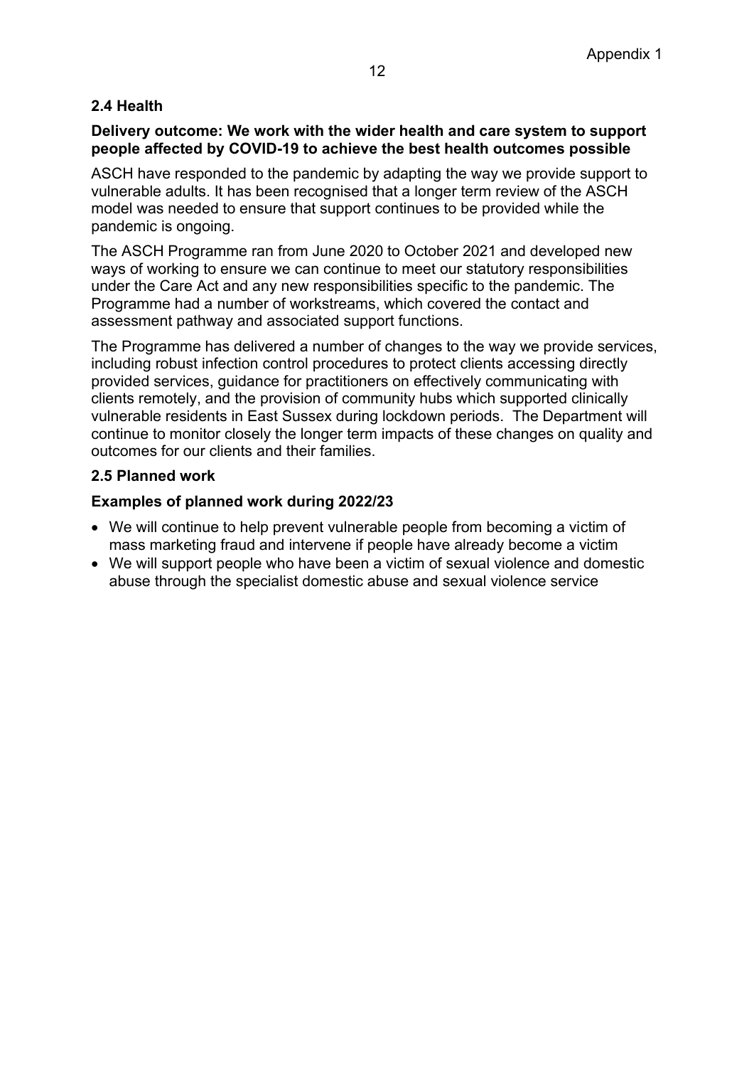## 2.4 Health

**Delivery outcome: We work with the wider health and care system to support people affected by COVID-19 to achieve the best health outcomes possible**

ASCH have responded to the pandemic by adapting the way we provide support to vulnerable adults. It has been recognised that a longer term review of the ASCH model was needed to ensure that support continues to be provided while the pandemic is ongoing.

The ASCH Programme ran from June 2020 to October 2021 and developed new ways of working to ensure we can continue to meet our statutory responsibilities under the Care Act and any new responsibilities specific to the pandemic. The Programme had a number of workstreams, which covered the contact and assessment pathway and associated support functions.

The Programme has delivered a number of changes to the way we provide services, including robust infection control procedures to protect clients accessing directly provided services, guidance for practitioners on effectively communicating with clients remotely, and the provision of community hubs which supported clinically vulnerable residents in East Sussex during lockdown periods. The Department will continue to monitor closely the longer term impacts of these changes on quality and outcomes for our clients and their families.

## 2.5 Planned work

**Examples of planned work during 2022/23**

- We will continue to help prevent vulnerable people from becoming a victim of mass marketing fraud and intervene if people have already become a victim
- We will support people who have been a victim of sexual violence and domestic abuse through the specialist domestic abuse and sexual violence service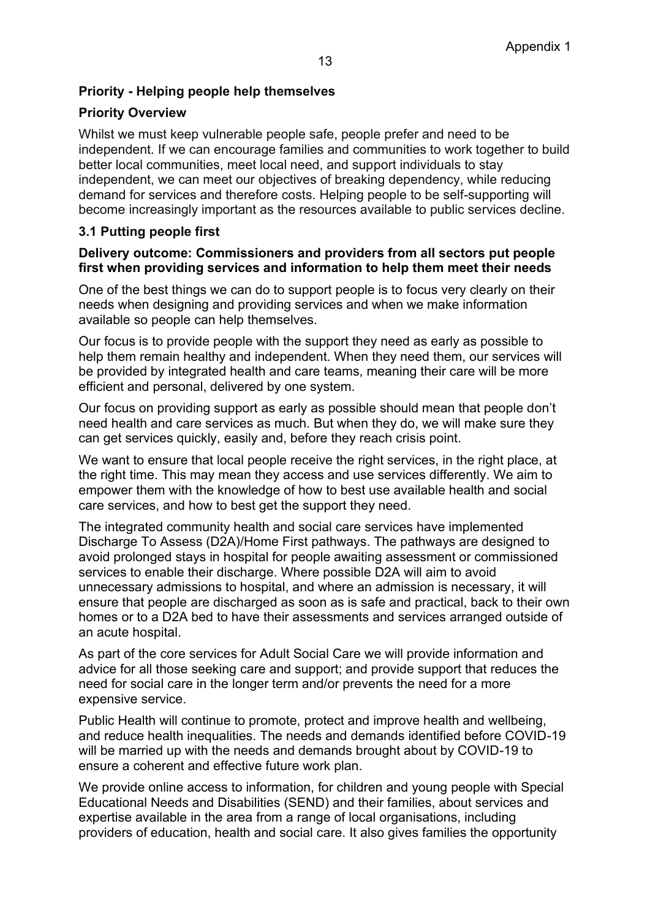## Priority - Helping people help themselves

### Priority Overview

Whilst we must keep vulnerable people safe, people prefer and need to be independent. If we can encourage families and communities to work together to build better local communities, meet local need, and support individuals to stay independent, we can meet our objectives of breaking dependency, while reducing demand for services and therefore costs. Helping people to be self-supporting will become increasingly important as the resources available to public services decline.

### 3.1 Putting people first

**Delivery outcome: Commissioners and providers from all sectors put people first when providing services and information to help them meet their needs**

One of the best things we can do to support people is to focus very clearly on their needs when designing and providing services and when we make information available so people can help themselves.

Our focus is to provide people with the support they need as early as possible to help them remain healthy and independent. When they need them, our services will be provided by integrated health and care teams, meaning their care will be more efficient and personal, delivered by one system.

Our focus on providing support as early as possible should mean that people don't need health and care services as much. But when they do, we will make sure they can get services quickly, easily and, before they reach crisis point.

We want to ensure that local people receive the right services, in the right place, at the right time. This may mean they access and use services differently. We aim to empower them with the knowledge of how to best use available health and social care services, and how to best get the support they need.

The integrated community health and social care services have implemented Discharge To Assess (D2A)/Home First pathways. The pathways are designed to avoid prolonged stays in hospital for people awaiting assessment or commissioned services to enable their discharge. Where possible D2A will aim to avoid unnecessary admissions to hospital, and where an admission is necessary, it will ensure that people are discharged as soon as is safe and practical, back to their own homes or to a D2A bed to have their assessments and services arranged outside of an acute hospital.

As part of the core services for Adult Social Care we will provide information and advice for all those seeking care and support; and provide support that reduces the need for social care in the longer term and/or prevents the need for a more expensive service.

Public Health will continue to promote, protect and improve health and wellbeing, and reduce health inequalities. The needs and demands identified before COVID-19 will be married up with the needs and demands brought about by COVID-19 to ensure a coherent and effective future work plan.

We provide online access to information, for children and young people with Special Educational Needs and Disabilities (SEND) and their families, about services and expertise available in the area from a range of local organisations, including providers of education, health and social care. It also gives families the opportunity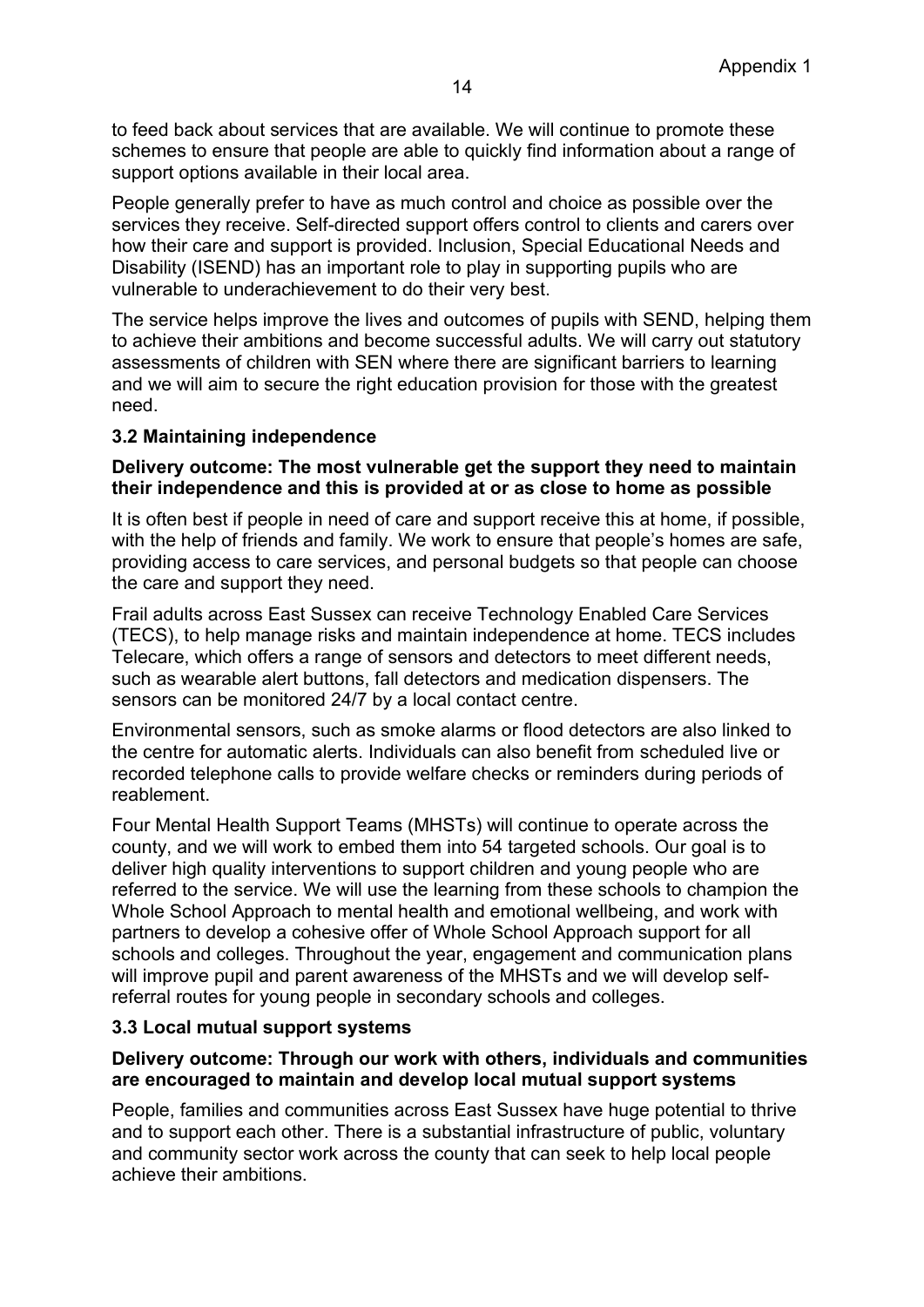to feed back about services that are available. We will continue to promote these schemes to ensure that people are able to quickly find information about a range of support options available in their local area.

People generally prefer to have as much control and choice as possible over the services they receive. Self-directed support offers control to clients and carers over how their care and support is provided. Inclusion, Special Educational Needs and Disability (ISEND) has an important role to play in supporting pupils who are vulnerable to underachievement to do their very best.

The service helps improve the lives and outcomes of pupils with SEND, helping them to achieve their ambitions and become successful adults. We will carry out statutory assessments of children with SEN where there are significant barriers to learning and we will aim to secure the right education provision for those with the greatest need.

### 3.2 Maintaining independence

**Delivery outcome: The most vulnerable get the support they need to maintain their independence and this is provided at or as close to home as possible**

It is often best if people in need of care and support receive this at home, if possible, with the help of friends and family. We work to ensure that people's homes are safe, providing access to care services, and personal budgets so that people can choose the care and support they need.

Frail adults across East Sussex can receive Technology Enabled Care Services (TECS), to help manage risks and maintain independence at home. TECS includes Telecare, which offers a range of sensors and detectors to meet different needs, such as wearable alert buttons, fall detectors and medication dispensers. The sensors can be monitored 24/7 by a local contact centre.

Environmental sensors, such as smoke alarms or flood detectors are also linked to the centre for automatic alerts. Individuals can also benefit from scheduled live or recorded telephone calls to provide welfare checks or reminders during periods of reablement.

Four Mental Health Support Teams (MHSTs) will continue to operate across the county, and we will work to embed them into 54 targeted schools. Our goal is to deliver high quality interventions to support children and young people who are referred to the service. We will use the learning from these schools to champion the Whole School Approach to mental health and emotional wellbeing, and work with partners to develop a cohesive offer of Whole School Approach support for all schools and colleges. Throughout the year, engagement and communication plans will improve pupil and parent awareness of the MHSTs and we will develop self-referral routes for young people in secondary schools and colleges.

### 3.3 Local mutual support systems

**Delivery outcome: Through our work with others, individuals and communities are encouraged to maintain and develop local mutual support systems**

People, families and communities across East Sussex have huge potential to thrive and to support each other. There is a substantial infrastructure of public, voluntary and community sector work across the county that can seek to help local people achieve their ambitions.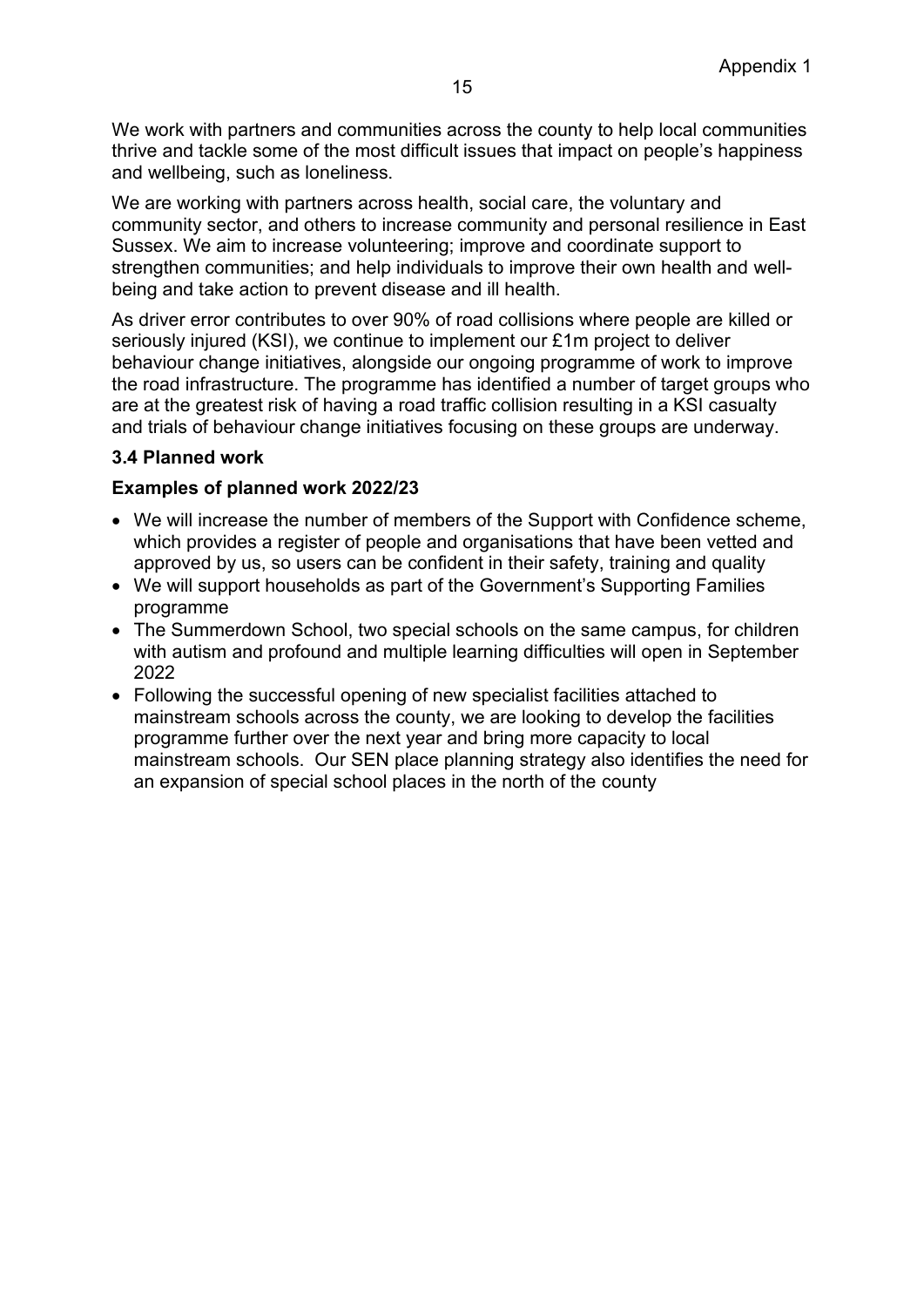We work with partners and communities across the county to help local communities thrive and tackle some of the most difficult issues that impact on people's happiness and wellbeing, such as loneliness.

We are working with partners across health, social care, the voluntary and community sector, and others to increase community and personal resilience in East Sussex. We aim to increase volunteering; improve and coordinate support to strengthen communities; and help individuals to improve their own health and well-being and take action to prevent disease and ill health.

As driver error contributes to over 90% of road collisions where people are killed or seriously injured (KSI), we continue to implement our £1m project to deliver behaviour change initiatives, alongside our ongoing programme of work to improve the road infrastructure. The programme has identified a number of target groups who are at the greatest risk of having a road traffic collision resulting in a KSI casualty and trials of behaviour change initiatives focusing on these groups are underway.

### 3.4 Planned work

**Examples of planned work 2022/23**

- We will increase the number of members of the Support with Confidence scheme, which provides a register of people and organisations that have been vetted and approved by us, so users can be confident in their safety, training and quality
- We will support households as part of the Government's Supporting Families programme
- The Summerdown School, two special schools on the same campus, for children with autism and profound and multiple learning difficulties will open in September 2022
- Following the successful opening of new specialist facilities attached to mainstream schools across the county, we are looking to develop the facilities programme further over the next year and bring more capacity to local mainstream schools. Our SEN place planning strategy also identifies the need for an expansion of special school places in the north of the county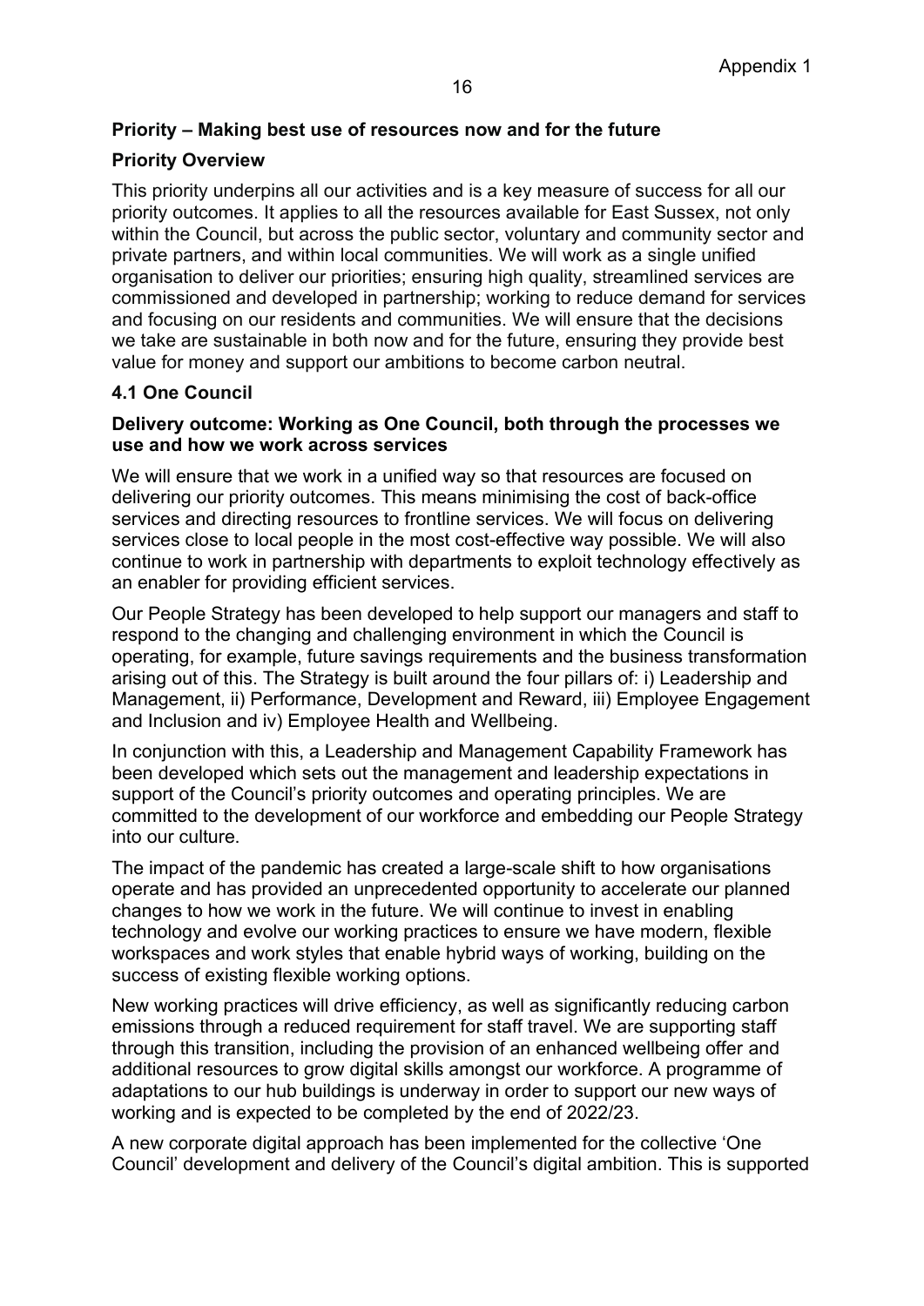## Priority – Making best use of resources now and for the future

### Priority Overview

This priority underpins all our activities and is a key measure of success for all our priority outcomes. It applies to all the resources available for East Sussex, not only within the Council, but across the public sector, voluntary and community sector and private partners, and within local communities. We will work as a single unified organisation to deliver our priorities; ensuring high quality, streamlined services are commissioned and developed in partnership; working to reduce demand for services and focusing on our residents and communities. We will ensure that the decisions we take are sustainable in both now and for the future, ensuring they provide best value for money and support our ambitions to become carbon neutral.

### 4.1 One Council

**Delivery outcome: Working as One Council, both through the processes we use and how we work across services**

We will ensure that we work in a unified way so that resources are focused on delivering our priority outcomes. This means minimising the cost of back-office services and directing resources to frontline services. We will focus on delivering services close to local people in the most cost-effective way possible. We will also continue to work in partnership with departments to exploit technology effectively as an enabler for providing efficient services.

Our People Strategy has been developed to help support our managers and staff to respond to the changing and challenging environment in which the Council is operating, for example, future savings requirements and the business transformation arising out of this. The Strategy is built around the four pillars of: i) Leadership and Management, ii) Performance, Development and Reward, iii) Employee Engagement and Inclusion and iv) Employee Health and Wellbeing.

In conjunction with this, a Leadership and Management Capability Framework has been developed which sets out the management and leadership expectations in support of the Council's priority outcomes and operating principles. We are committed to the development of our workforce and embedding our People Strategy into our culture.

The impact of the pandemic has created a large-scale shift to how organisations operate and has provided an unprecedented opportunity to accelerate our planned changes to how we work in the future. We will continue to invest in enabling technology and evolve our working practices to ensure we have modern, flexible workspaces and work styles that enable hybrid ways of working, building on the success of existing flexible working options.

New working practices will drive efficiency, as well as significantly reducing carbon emissions through a reduced requirement for staff travel. We are supporting staff through this transition, including the provision of an enhanced wellbeing offer and additional resources to grow digital skills amongst our workforce. A programme of adaptations to our hub buildings is underway in order to support our new ways of working and is expected to be completed by the end of 2022/23.

A new corporate digital approach has been implemented for the collective 'One Council' development and delivery of the Council's digital ambition. This is supported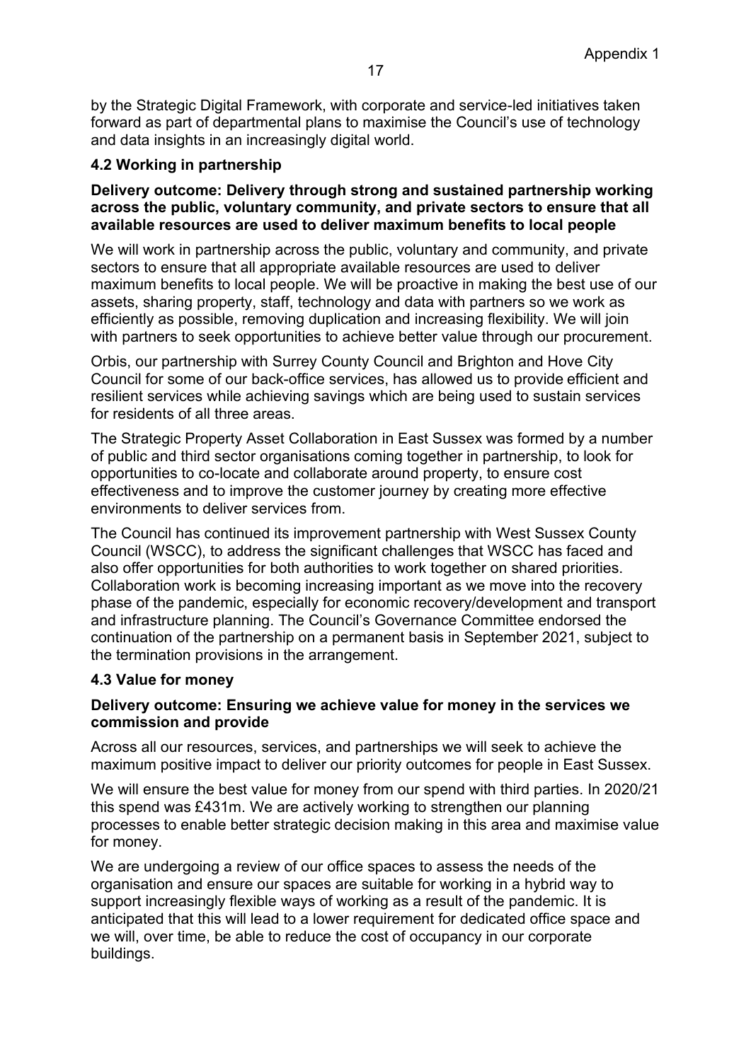by the Strategic Digital Framework, with corporate and service-led initiatives taken forward as part of departmental plans to maximise the Council's use of technology and data insights in an increasingly digital world.

### 4.2 Working in partnership

**Delivery outcome: Delivery through strong and sustained partnership working across the public, voluntary community, and private sectors to ensure that all available resources are used to deliver maximum benefits to local people**

We will work in partnership across the public, voluntary and community, and private sectors to ensure that all appropriate available resources are used to deliver maximum benefits to local people. We will be proactive in making the best use of our assets, sharing property, staff, technology and data with partners so we work as efficiently as possible, removing duplication and increasing flexibility. We will join with partners to seek opportunities to achieve better value through our procurement.

Orbis, our partnership with Surrey County Council and Brighton and Hove City Council for some of our back-office services, has allowed us to provide efficient and resilient services while achieving savings which are being used to sustain services for residents of all three areas.

The Strategic Property Asset Collaboration in East Sussex was formed by a number of public and third sector organisations coming together in partnership, to look for opportunities to co-locate and collaborate around property, to ensure cost effectiveness and to improve the customer journey by creating more effective environments to deliver services from.

The Council has continued its improvement partnership with West Sussex County Council (WSCC), to address the significant challenges that WSCC has faced and also offer opportunities for both authorities to work together on shared priorities. Collaboration work is becoming increasing important as we move into the recovery phase of the pandemic, especially for economic recovery/development and transport and infrastructure planning. The Council's Governance Committee endorsed the continuation of the partnership on a permanent basis in September 2021, subject to the termination provisions in the arrangement.

### 4.3 Value for money

**Delivery outcome: Ensuring we achieve value for money in the services we commission and provide**

Across all our resources, services, and partnerships we will seek to achieve the maximum positive impact to deliver our priority outcomes for people in East Sussex.

We will ensure the best value for money from our spend with third parties. In 2020/21 this spend was £431m. We are actively working to strengthen our planning processes to enable better strategic decision making in this area and maximise value for money.

We are undergoing a review of our office spaces to assess the needs of the organisation and ensure our spaces are suitable for working in a hybrid way to support increasingly flexible ways of working as a result of the pandemic. It is anticipated that this will lead to a lower requirement for dedicated office space and we will, over time, be able to reduce the cost of occupancy in our corporate buildings.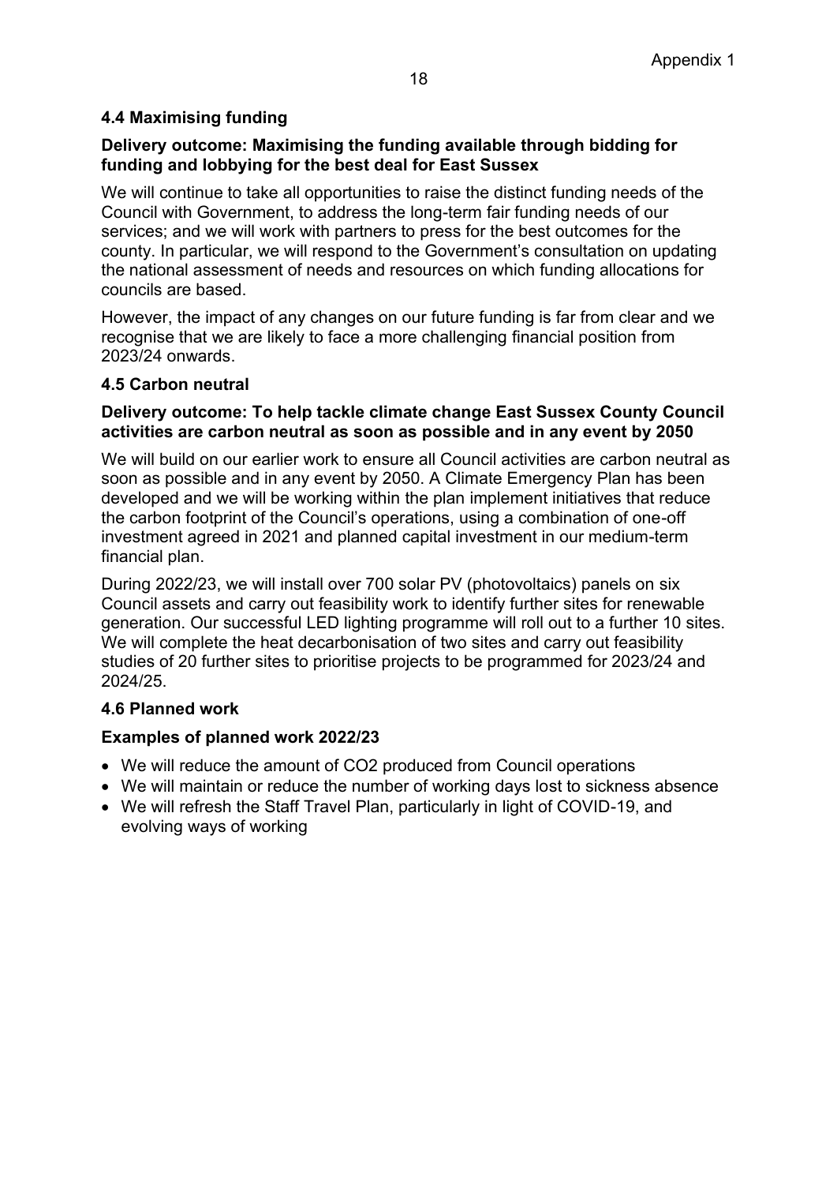### 4.4 Maximising funding

**Delivery outcome: Maximising the funding available through bidding for funding and lobbying for the best deal for East Sussex**

We will continue to take all opportunities to raise the distinct funding needs of the Council with Government, to address the long-term fair funding needs of our services; and we will work with partners to press for the best outcomes for the county. In particular, we will respond to the Government's consultation on updating the national assessment of needs and resources on which funding allocations for councils are based.

However, the impact of any changes on our future funding is far from clear and we recognise that we are likely to face a more challenging financial position from 2023/24 onwards.

### 4.5 Carbon neutral

**Delivery outcome: To help tackle climate change East Sussex County Council activities are carbon neutral as soon as possible and in any event by 2050**

We will build on our earlier work to ensure all Council activities are carbon neutral as soon as possible and in any event by 2050. A Climate Emergency Plan has been developed and we will be working within the plan implement initiatives that reduce the carbon footprint of the Council's operations, using a combination of one-off investment agreed in 2021 and planned capital investment in our medium-term financial plan.

During 2022/23, we will install over 700 solar PV (photovoltaics) panels on six Council assets and carry out feasibility work to identify further sites for renewable generation. Our successful LED lighting programme will roll out to a further 10 sites. We will complete the heat decarbonisation of two sites and carry out feasibility studies of 20 further sites to prioritise projects to be programmed for 2023/24 and 2024/25.

### 4.6 Planned work

**Examples of planned work 2022/23**

- We will reduce the amount of $CO_2$ produced from Council operations
- We will maintain or reduce the number of working days lost to sickness absence
- We will refresh the Staff Travel Plan, particularly in light of COVID-19, and evolving ways of working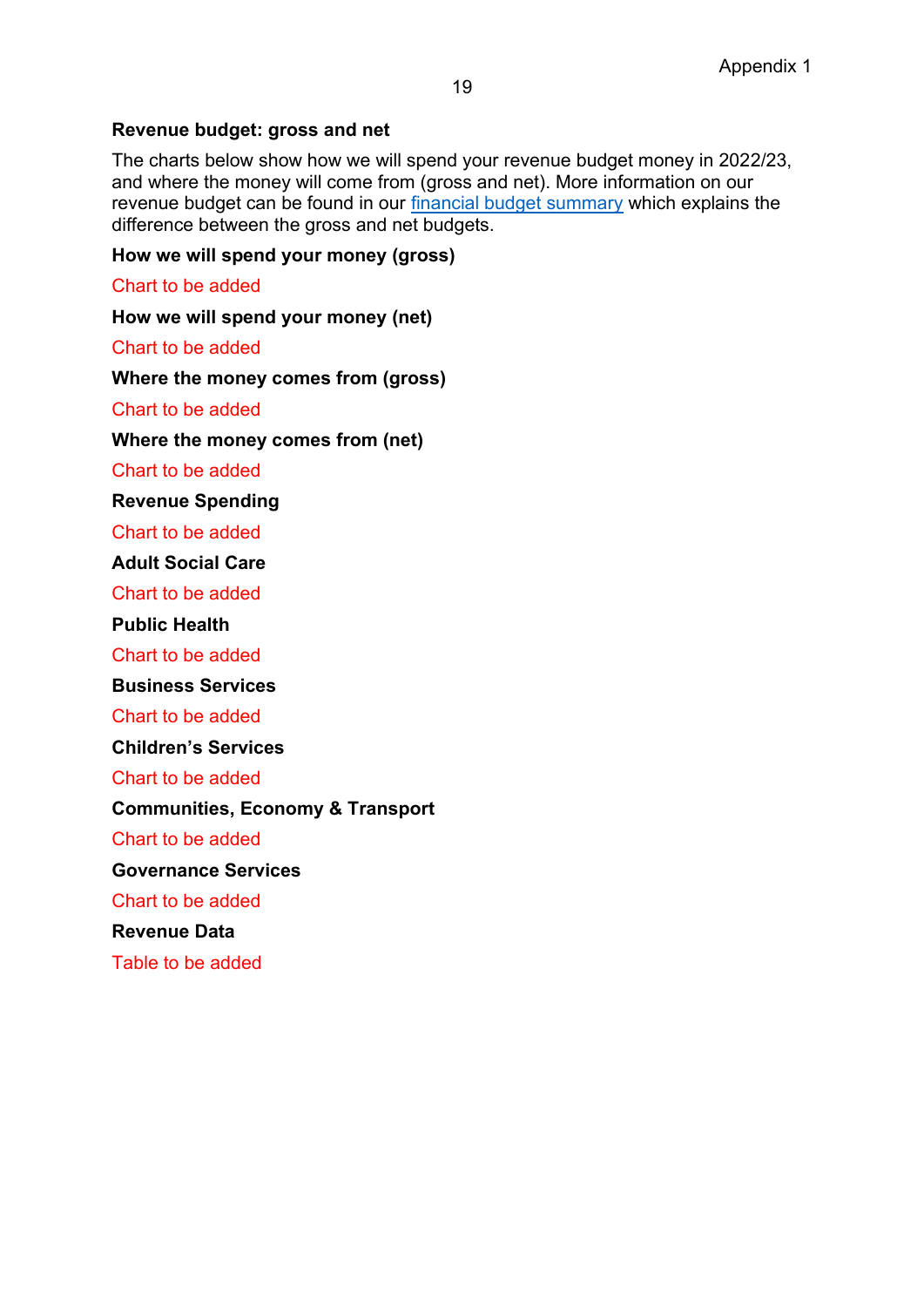## Revenue budget: gross and net

The charts below show how we will spend your revenue budget money in 2022/23, and where the money will come from (gross and net). More information on our revenue budget can be found in our [financial budget summary] which explains the difference between the gross and net budgets.

### How we will spend your money (gross)

Chart to be added

### How we will spend your money (net)

Chart to be added

### Where the money comes from (gross)

Chart to be added

### Where the money comes from (net)

Chart to be added

### Revenue Spending

Chart to be added

### Adult Social Care

Chart to be added

### Public Health

Chart to be added

### Business Services

Chart to be added

### Children's Services

Chart to be added

### Communities, Economy & Transport

Chart to be added

### Governance Services

Chart to be added

### Revenue Data

Table to be added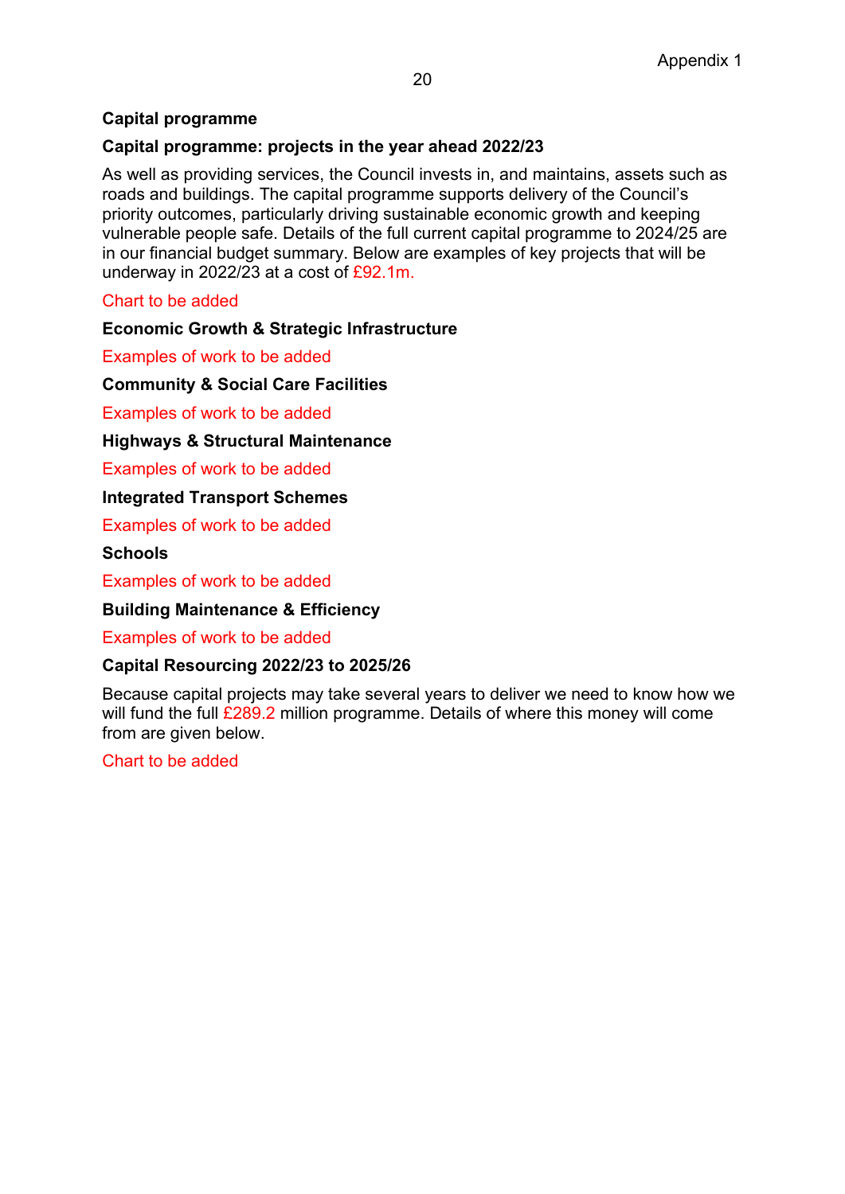## Capital programme

### Capital programme: projects in the year ahead 2022/23

As well as providing services, the Council invests in, and maintains, assets such as roads and buildings. The capital programme supports delivery of the Council's priority outcomes, particularly driving sustainable economic growth and keeping vulnerable people safe. Details of the full current capital programme to 2024/25 are in our financial budget summary. Below are examples of key projects that will be underway in 2022/23 at a cost of £92.1m.

Chart to be added

**Economic Growth & Strategic Infrastructure**

Examples of work to be added

**Community & Social Care Facilities**

Examples of work to be added

**Highways & Structural Maintenance**

Examples of work to be added

**Integrated Transport Schemes**

Examples of work to be added

**Schools**

Examples of work to be added

**Building Maintenance & Efficiency**

Examples of work to be added

### Capital Resourcing 2022/23 to 2025/26

Because capital projects may take several years to deliver we need to know how we will fund the full £289.2 million programme. Details of where this money will come from are given below.

Chart to be added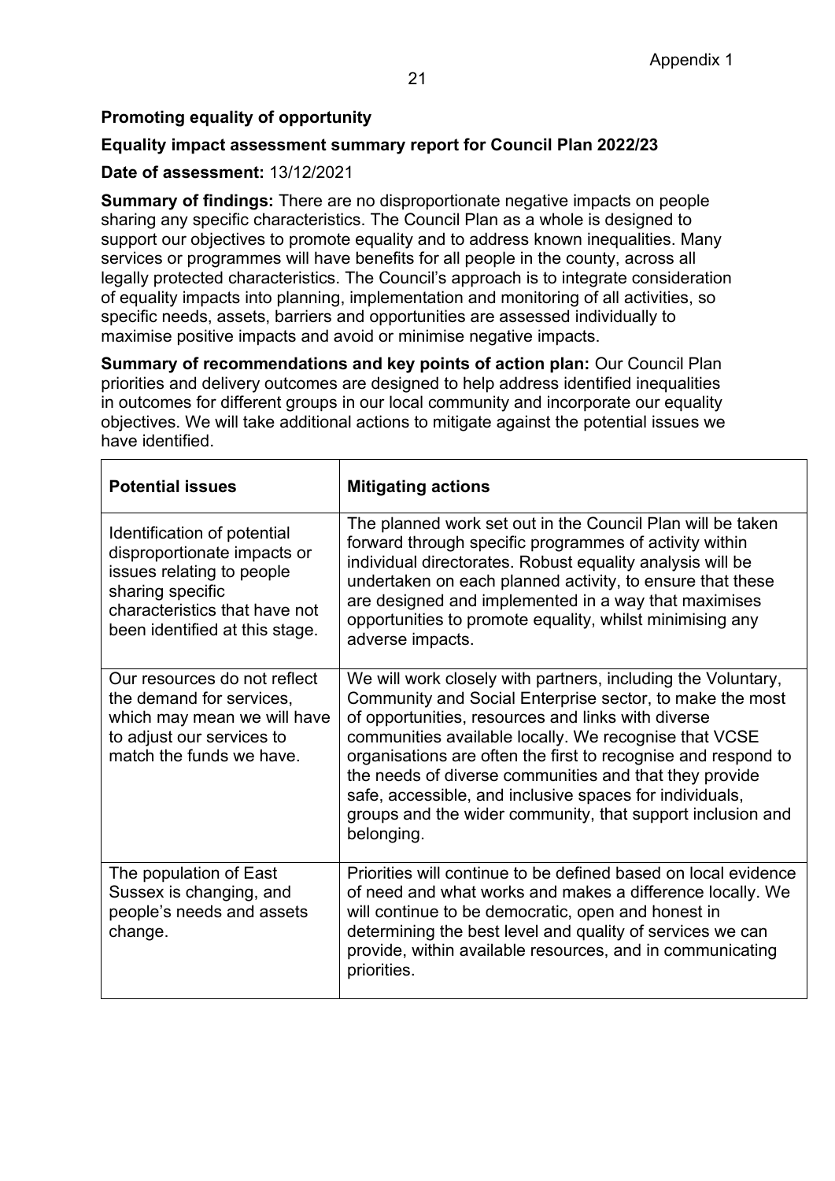Appendix 1

**Promoting equality of opportunity**

**Equality impact assessment summary report for Council Plan 2022/23**

**Date of assessment:** 13/12/2021

**Summary of findings:** There are no disproportionate negative impacts on people sharing any specific characteristics. The Council Plan as a whole is designed to support our objectives to promote equality and to address known inequalities. Many services or programmes will have benefits for all people in the county, across all legally protected characteristics. The Council's approach is to integrate consideration of equality impacts into planning, implementation and monitoring of all activities, so specific needs, assets, barriers and opportunities are assessed individually to maximise positive impacts and avoid or minimise negative impacts.

**Summary of recommendations and key points of action plan:** Our Council Plan priorities and delivery outcomes are designed to help address identified inequalities in outcomes for different groups in our local community and incorporate our equality objectives. We will take additional actions to mitigate against the potential issues we have identified.

| **Potential issues** | **Mitigating actions** |
|---|---|
| Identification of potential disproportionate impacts or issues relating to people sharing specific characteristics that have not been identified at this stage. | The planned work set out in the Council Plan will be taken forward through specific programmes of activity within individual directorates. Robust equality analysis will be undertaken on each planned activity, to ensure that these are designed and implemented in a way that maximises opportunities to promote equality, whilst minimising any adverse impacts. |
| Our resources do not reflect the demand for services, which may mean we will have to adjust our services to match the funds we have. | We will work closely with partners, including the Voluntary, Community and Social Enterprise sector, to make the most of opportunities, resources and links with diverse communities available locally. We recognise that VCSE organisations are often the first to recognise and respond to the needs of diverse communities and that they provide safe, accessible, and inclusive spaces for individuals, groups and the wider community, that support inclusion and belonging. |
| The population of East Sussex is changing, and people's needs and assets change. | Priorities will continue to be defined based on local evidence of need and what works and makes a difference locally. We will continue to be democratic, open and honest in determining the best level and quality of services we can provide, within available resources, and in communicating priorities. |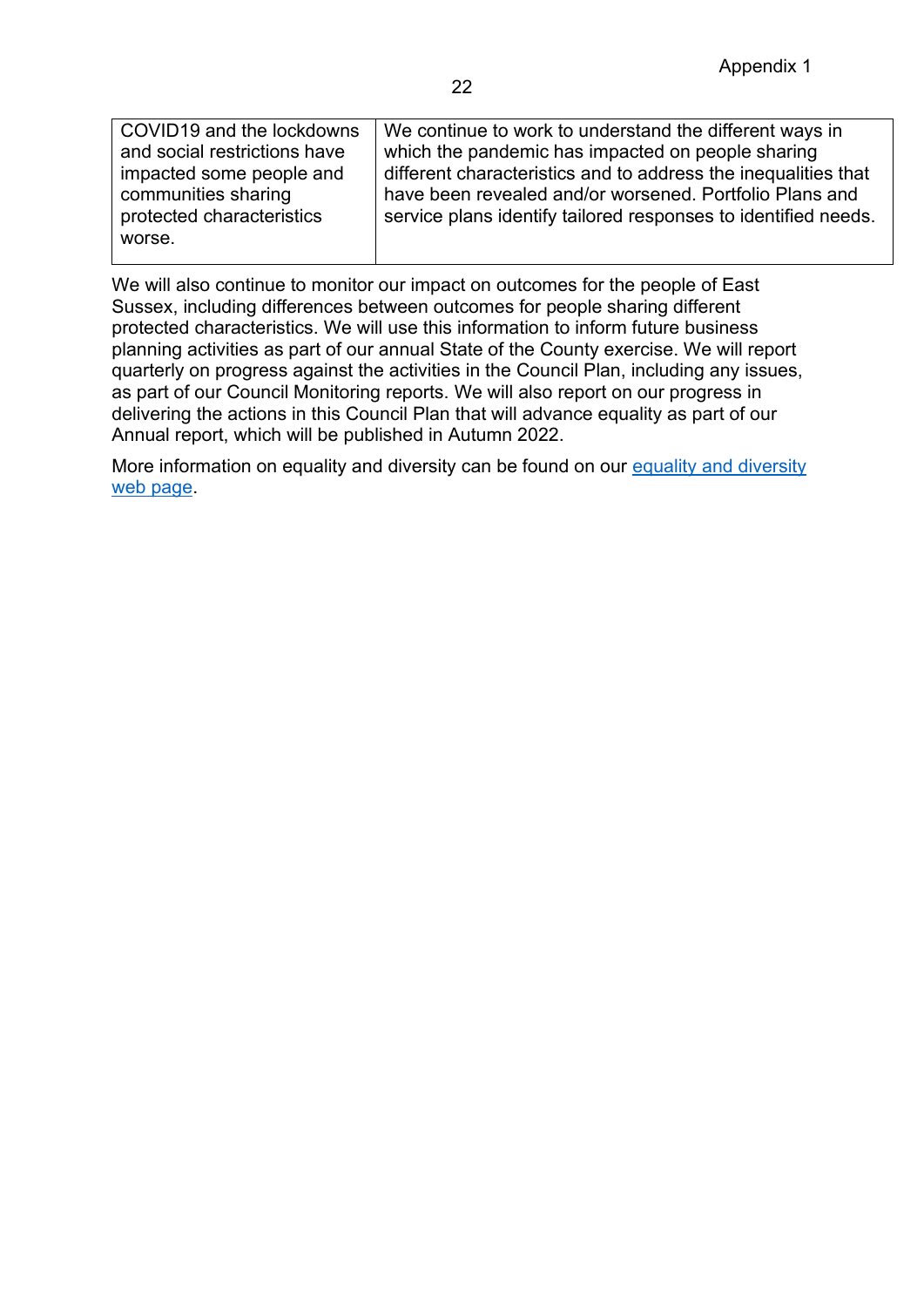| COVID19 and the lockdowns and social restrictions have impacted some people and communities sharing protected characteristics worse. | We continue to work to understand the different ways in which the pandemic has impacted on people sharing different characteristics and to address the inequalities that have been revealed and/or worsened. Portfolio Plans and service plans identify tailored responses to identified needs. |
|---|---|

We will also continue to monitor our impact on outcomes for the people of East Sussex, including differences between outcomes for people sharing different protected characteristics. We will use this information to inform future business planning activities as part of our annual State of the County exercise. We will report quarterly on progress against the activities in the Council Plan, including any issues, as part of our Council Monitoring reports. We will also report on our progress in delivering the actions in this Council Plan that will advance equality as part of our Annual report, which will be published in Autumn 2022.

More information on equality and diversity can be found on our equality and diversity web page.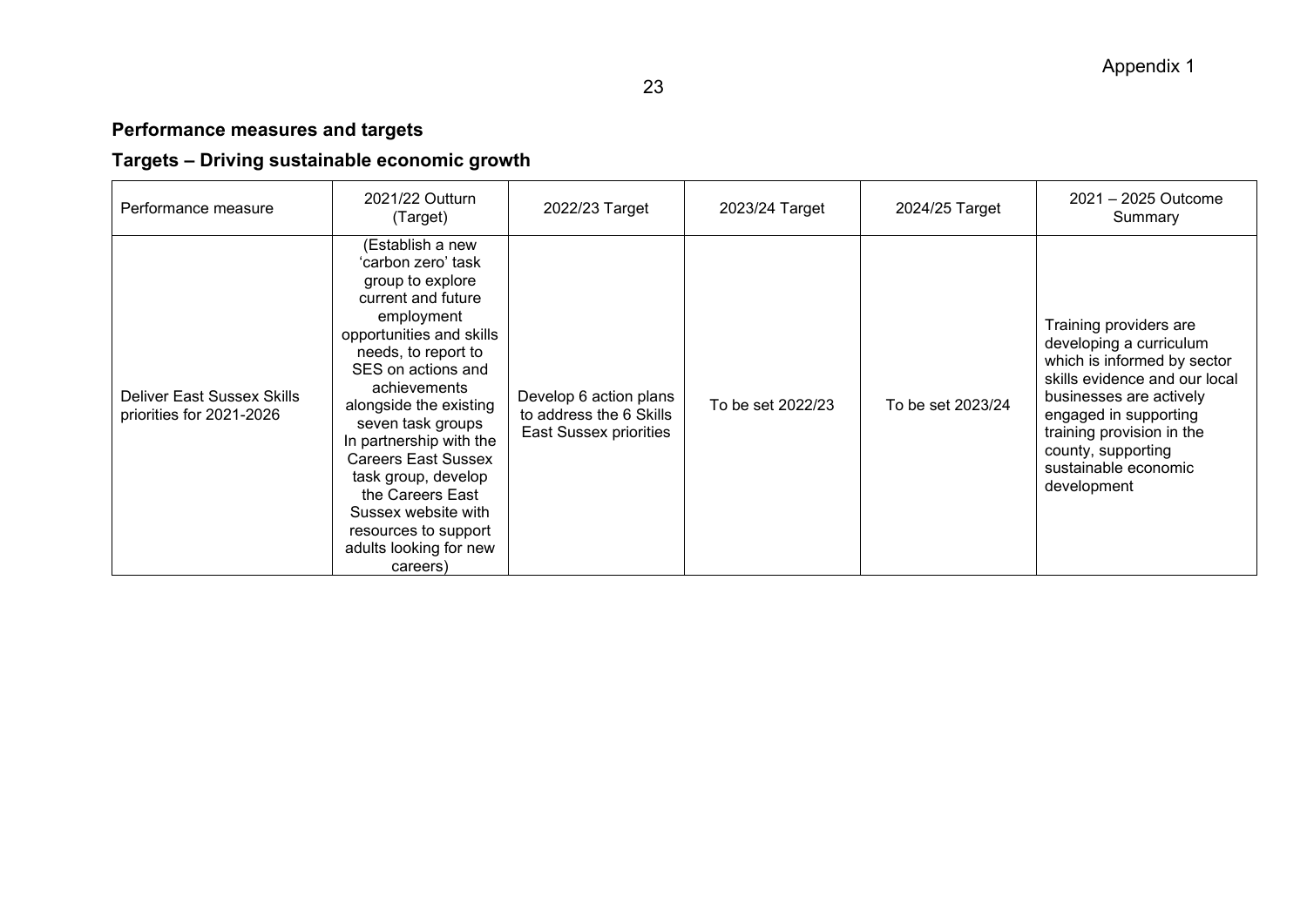Appendix 1

## Performance measures and targets

### Targets – Driving sustainable economic growth

| Performance measure | 2021/22 Outturn (Target) | 2022/23 Target | 2023/24 Target | 2024/25 Target | 2021 – 2025 Outcome Summary |
|---|---|---|---|---|---|
| Deliver East Sussex Skills priorities for 2021-2026 | (Establish a new 'carbon zero' task group to explore current and future employment opportunities and skills needs, to report to SES on actions and achievements alongside the existing seven task groups In partnership with the Careers East Sussex task group, develop the Careers East Sussex website with resources to support adults looking for new careers) | Develop 6 action plans to address the 6 Skills East Sussex priorities | To be set 2022/23 | To be set 2023/24 | Training providers are developing a curriculum which is informed by sector skills evidence and our local businesses are actively engaged in supporting training provision in the county, supporting sustainable economic development |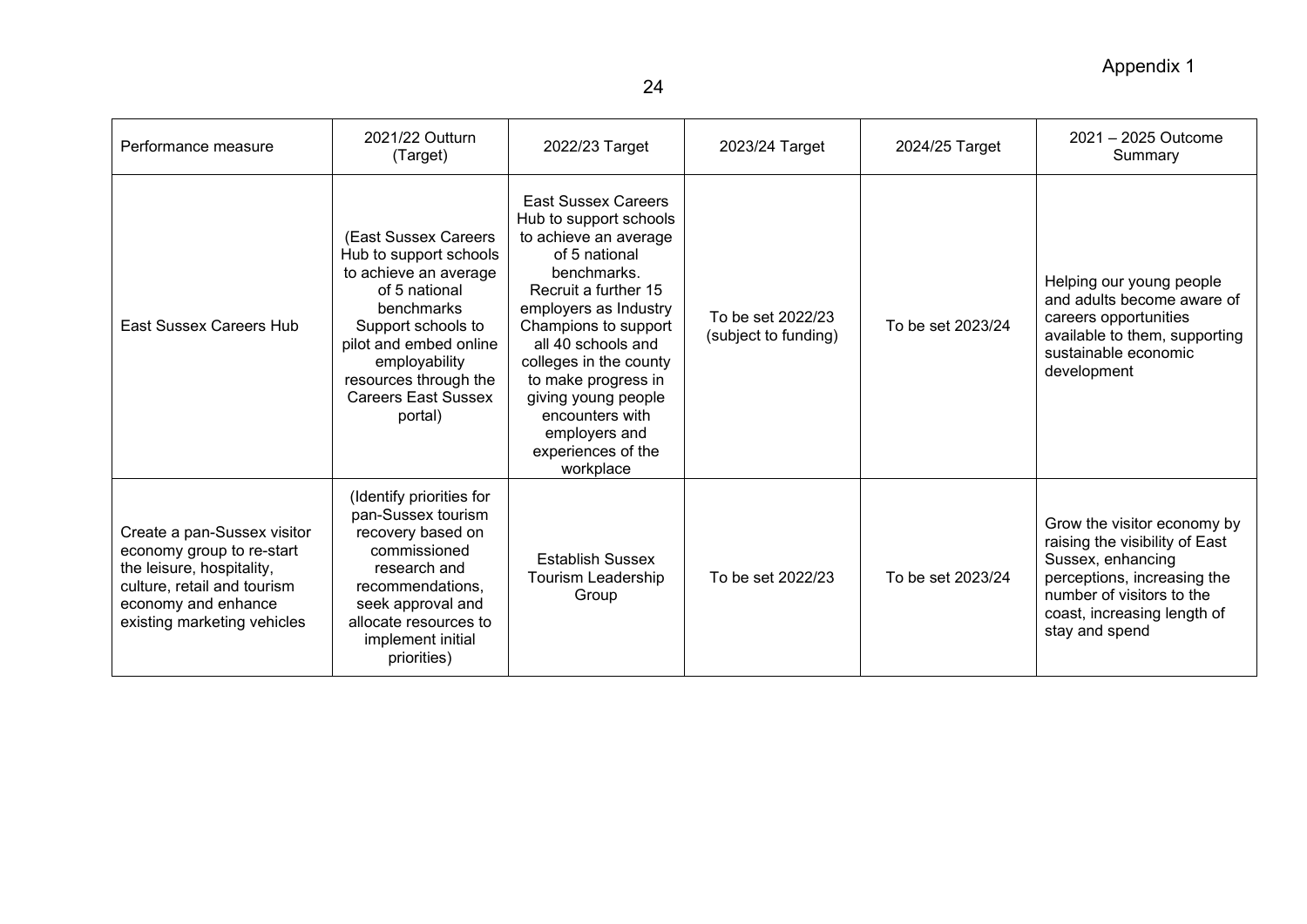| Performance measure | 2021/22 Outturn (Target) | 2022/23 Target | 2023/24 Target | 2024/25 Target | 2021 – 2025 Outcome Summary |
|---|---|---|---|---|---|
| East Sussex Careers Hub | (East Sussex Careers Hub to support schools to achieve an average of 5 national benchmarks Support schools to pilot and embed online employability resources through the Careers East Sussex portal) | East Sussex Careers Hub to support schools to achieve an average of 5 national benchmarks. Recruit a further 15 employers as Industry Champions to support all 40 schools and colleges in the county to make progress in giving young people encounters with employers and experiences of the workplace | To be set 2022/23 (subject to funding) | To be set 2023/24 | Helping our young people and adults become aware of careers opportunities available to them, supporting sustainable economic development |
| Create a pan-Sussex visitor economy group to re-start the leisure, hospitality, culture, retail and tourism economy and enhance existing marketing vehicles | (Identify priorities for pan-Sussex tourism recovery based on commissioned research and recommendations, seek approval and allocate resources to implement initial priorities) | Establish Sussex Tourism Leadership Group | To be set 2022/23 | To be set 2023/24 | Grow the visitor economy by raising the visibility of East Sussex, enhancing perceptions, increasing the number of visitors to the coast, increasing length of stay and spend |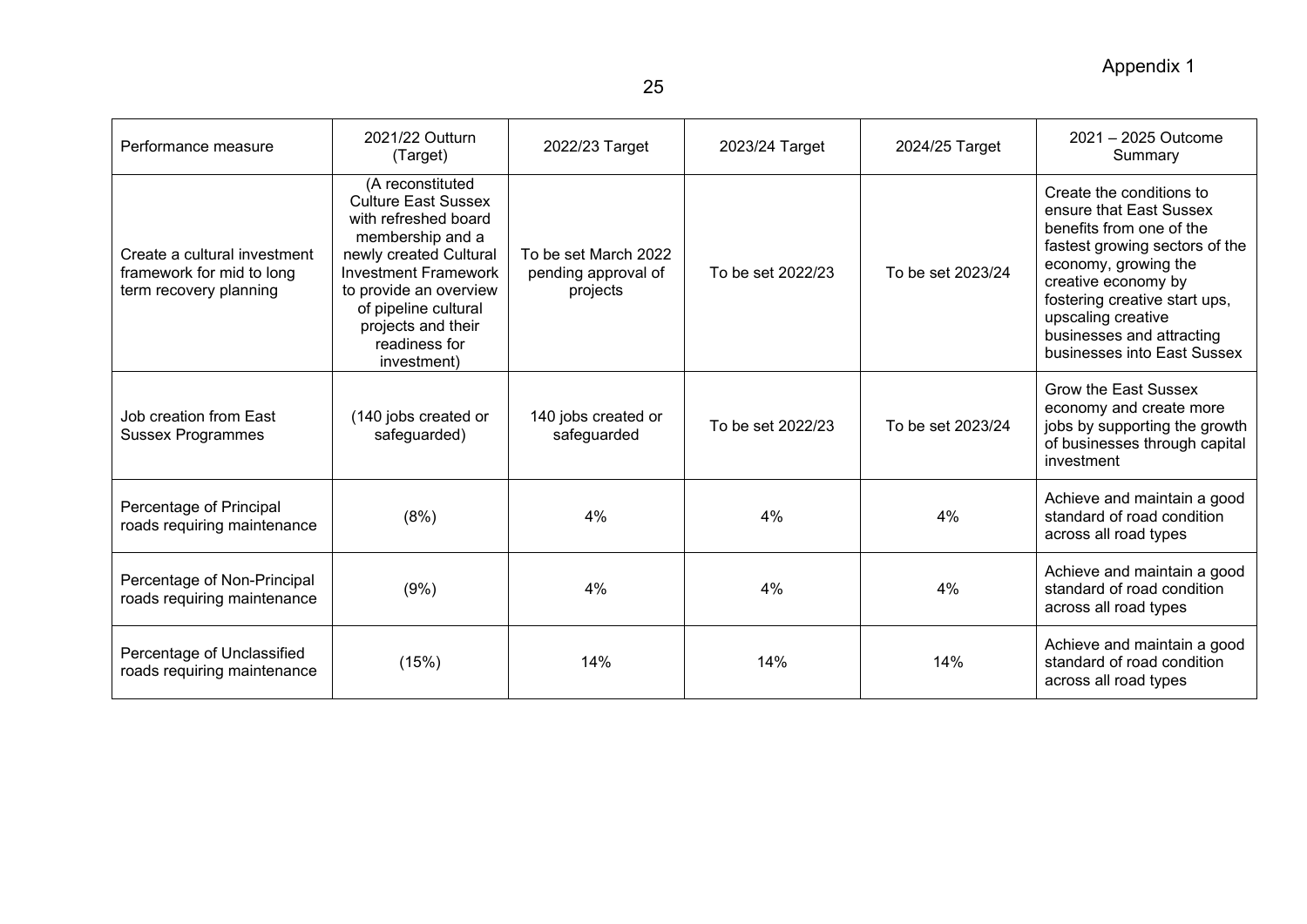Appendix 1

| Performance measure | 2021/22 Outturn (Target) | 2022/23 Target | 2023/24 Target | 2024/25 Target | 2021 – 2025 Outcome Summary |
|---|---|---|---|---|---|
| Create a cultural investment framework for mid to long term recovery planning | (A reconstituted Culture East Sussex with refreshed board membership and a newly created Cultural Investment Framework to provide an overview of pipeline cultural projects and their readiness for investment) | To be set March 2022 pending approval of projects | To be set 2022/23 | To be set 2023/24 | Create the conditions to ensure that East Sussex benefits from one of the fastest growing sectors of the economy, growing the creative economy by fostering creative start ups, upscaling creative businesses and attracting businesses into East Sussex |
| Job creation from East Sussex Programmes | (140 jobs created or safeguarded) | 140 jobs created or safeguarded | To be set 2022/23 | To be set 2023/24 | Grow the East Sussex economy and create more jobs by supporting the growth of businesses through capital investment |
| Percentage of Principal roads requiring maintenance | (8%) | 4% | 4% | 4% | Achieve and maintain a good standard of road condition across all road types |
| Percentage of Non-Principal roads requiring maintenance | (9%) | 4% | 4% | 4% | Achieve and maintain a good standard of road condition across all road types |
| Percentage of Unclassified roads requiring maintenance | (15%) | 14% | 14% | 14% | Achieve and maintain a good standard of road condition across all road types |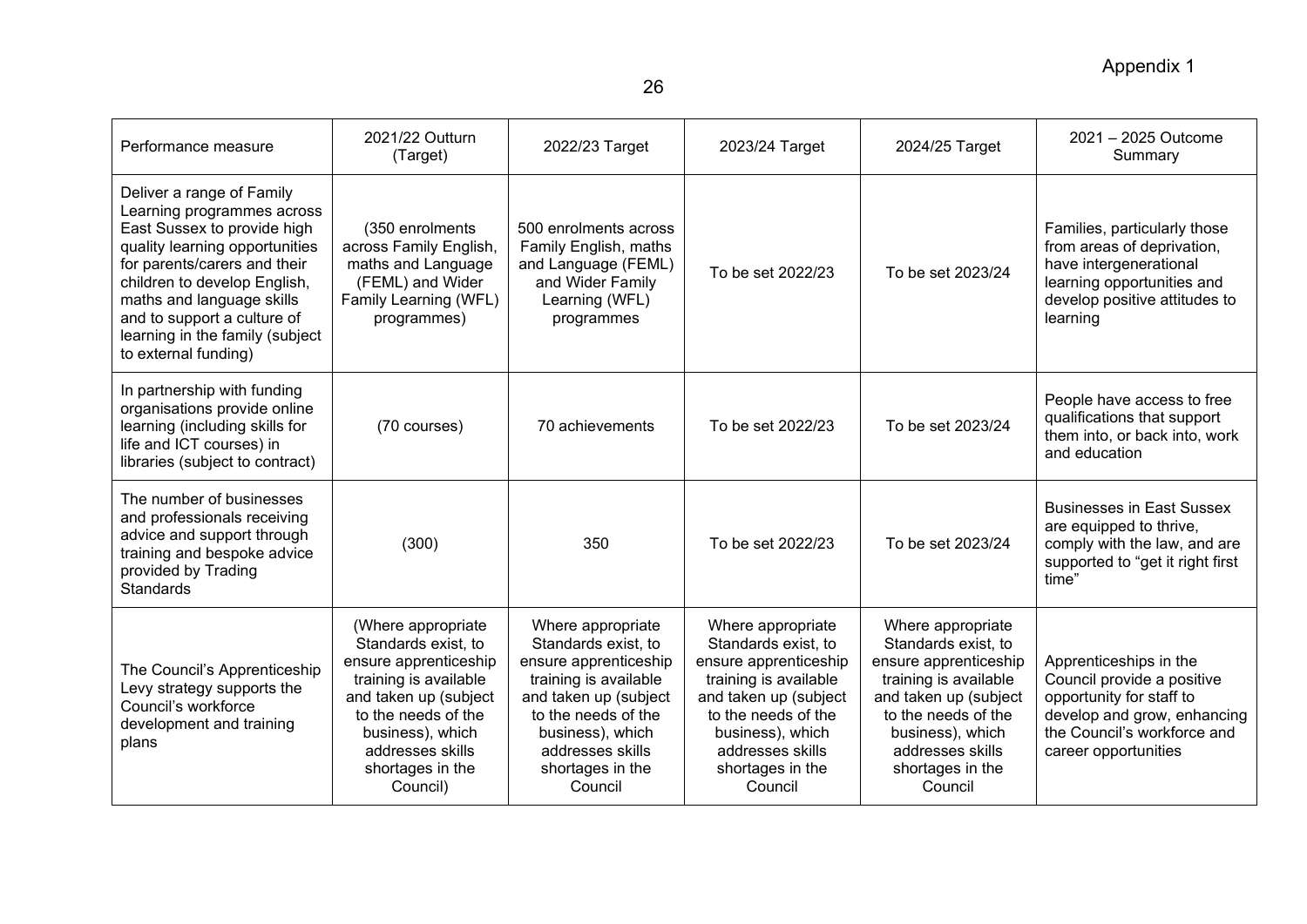Appendix 1

| Performance measure | 2021/22 Outturn (Target) | 2022/23 Target | 2023/24 Target | 2024/25 Target | 2021 – 2025 Outcome Summary |
|---|---|---|---|---|---|
| Deliver a range of Family Learning programmes across East Sussex to provide high quality learning opportunities for parents/carers and their children to develop English, maths and language skills and to support a culture of learning in the family (subject to external funding) | (350 enrolments across Family English, maths and Language (FEML) and Wider Family Learning (WFL) programmes) | 500 enrolments across Family English, maths and Language (FEML) and Wider Family Learning (WFL) programmes | To be set 2022/23 | To be set 2023/24 | Families, particularly those from areas of deprivation, have intergenerational learning opportunities and develop positive attitudes to learning |
| In partnership with funding organisations provide online learning (including skills for life and ICT courses) in libraries (subject to contract) | (70 courses) | 70 achievements | To be set 2022/23 | To be set 2023/24 | People have access to free qualifications that support them into, or back into, work and education |
| The number of businesses and professionals receiving advice and support through training and bespoke advice provided by Trading Standards | (300) | 350 | To be set 2022/23 | To be set 2023/24 | Businesses in East Sussex are equipped to thrive, comply with the law, and are supported to "get it right first time" |
| The Council's Apprenticeship Levy strategy supports the Council's workforce development and training plans | (Where appropriate Standards exist, to ensure apprenticeship training is available and taken up (subject to the needs of the business), which addresses skills shortages in the Council) | Where appropriate Standards exist, to ensure apprenticeship training is available and taken up (subject to the needs of the business), which addresses skills shortages in the Council | Where appropriate Standards exist, to ensure apprenticeship training is available and taken up (subject to the needs of the business), which addresses skills shortages in the Council | Where appropriate Standards exist, to ensure apprenticeship training is available and taken up (subject to the needs of the business), which addresses skills shortages in the Council | Apprenticeships in the Council provide a positive opportunity for staff to develop and grow, enhancing the Council's workforce and career opportunities |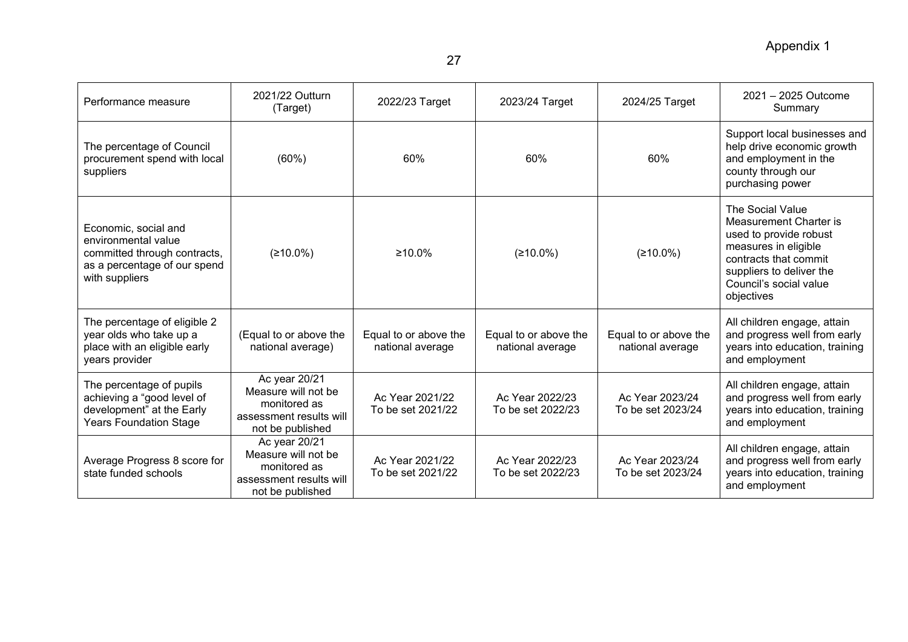Appendix 1

| Performance measure | 2021/22 Outturn (Target) | 2022/23 Target | 2023/24 Target | 2024/25 Target | 2021 – 2025 Outcome Summary |
|---|---|---|---|---|---|
| The percentage of Council procurement spend with local suppliers | (60%) | 60% | 60% | 60% | Support local businesses and help drive economic growth and employment in the county through our purchasing power |
| Economic, social and environmental value committed through contracts, as a percentage of our spend with suppliers | (≥10.0%) | ≥10.0% | (≥10.0%) | (≥10.0%) | The Social Value Measurement Charter is used to provide robust measures in eligible contracts that commit suppliers to deliver the Council's social value objectives |
| The percentage of eligible 2 year olds who take up a place with an eligible early years provider | (Equal to or above the national average) | Equal to or above the national average | Equal to or above the national average | Equal to or above the national average | All children engage, attain and progress well from early years into education, training and employment |
| The percentage of pupils achieving a "good level of development" at the Early Years Foundation Stage | Ac year 20/21 Measure will not be monitored as assessment results will not be published | Ac Year 2021/22 To be set 2021/22 | Ac Year 2022/23 To be set 2022/23 | Ac Year 2023/24 To be set 2023/24 | All children engage, attain and progress well from early years into education, training and employment |
| Average Progress 8 score for state funded schools | Ac year 20/21 Measure will not be monitored as assessment results will not be published | Ac Year 2021/22 To be set 2021/22 | Ac Year 2022/23 To be set 2022/23 | Ac Year 2023/24 To be set 2023/24 | All children engage, attain and progress well from early years into education, training and employment |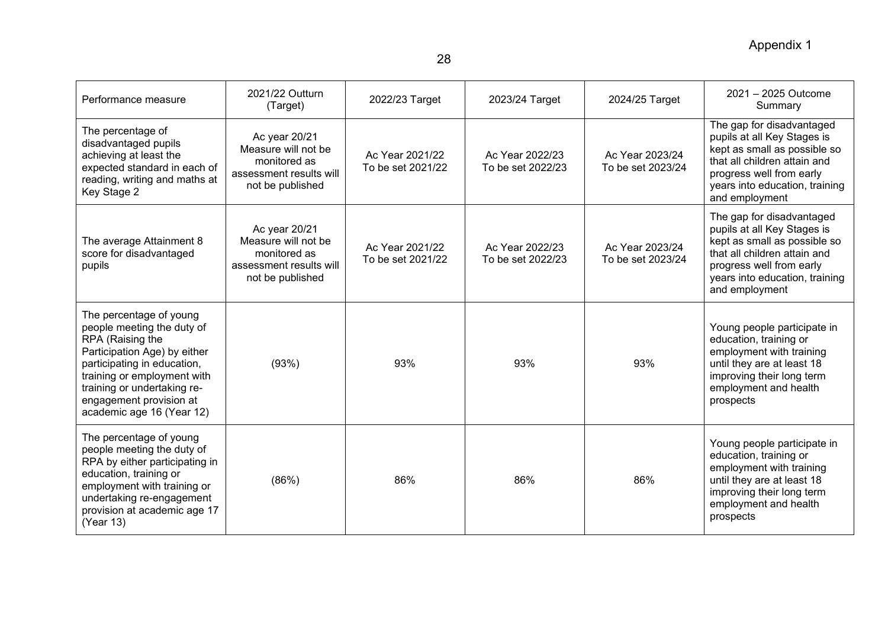Appendix 1

| Performance measure | 2021/22 Outturn (Target) | 2022/23 Target | 2023/24 Target | 2024/25 Target | 2021 – 2025 Outcome Summary |
|---|---|---|---|---|---|
| The percentage of disadvantaged pupils achieving at least the expected standard in each of reading, writing and maths at Key Stage 2 | Ac year 20/21 Measure will not be monitored as assessment results will not be published | Ac Year 2021/22 To be set 2021/22 | Ac Year 2022/23 To be set 2022/23 | Ac Year 2023/24 To be set 2023/24 | The gap for disadvantaged pupils at all Key Stages is kept as small as possible so that all children attain and progress well from early years into education, training and employment |
| The average Attainment 8 score for disadvantaged pupils | Ac year 20/21 Measure will not be monitored as assessment results will not be published | Ac Year 2021/22 To be set 2021/22 | Ac Year 2022/23 To be set 2022/23 | Ac Year 2023/24 To be set 2023/24 | The gap for disadvantaged pupils at all Key Stages is kept as small as possible so that all children attain and progress well from early years into education, training and employment |
| The percentage of young people meeting the duty of RPA (Raising the Participation Age) by either participating in education, training or employment with training or undertaking re-engagement provision at academic age 16 (Year 12) | (93%) | 93% | 93% | 93% | Young people participate in education, training or employment with training until they are at least 18 improving their long term employment and health prospects |
| The percentage of young people meeting the duty of RPA by either participating in education, training or employment with training or undertaking re-engagement provision at academic age 17 (Year 13) | (86%) | 86% | 86% | 86% | Young people participate in education, training or employment with training until they are at least 18 improving their long term employment and health prospects |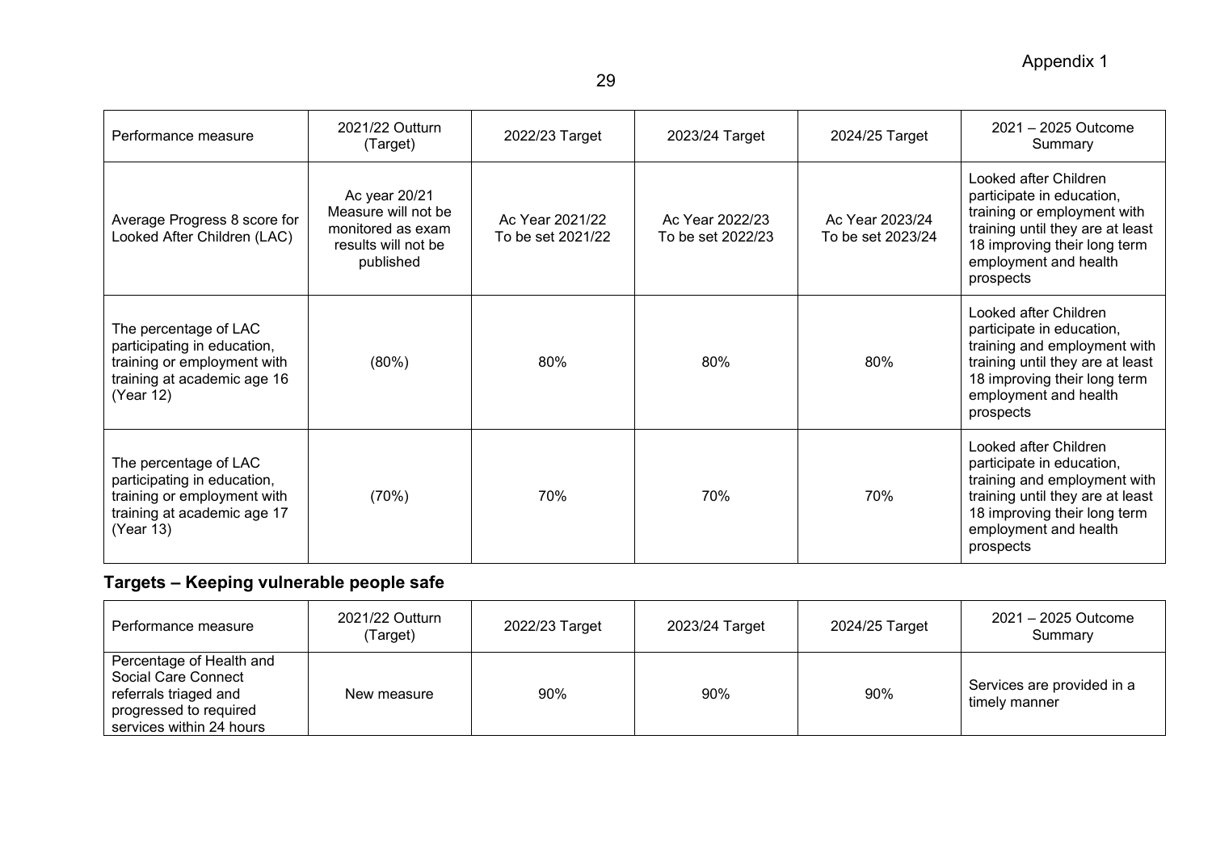| Performance measure | 2021/22 Outturn (Target) | 2022/23 Target | 2023/24 Target | 2024/25 Target | 2021 – 2025 Outcome Summary |
|---|---|---|---|---|---|
| Average Progress 8 score for Looked After Children (LAC) | Ac year 20/21 Measure will not be monitored as exam results will not be published | Ac Year 2021/22 To be set 2021/22 | Ac Year 2022/23 To be set 2022/23 | Ac Year 2023/24 To be set 2023/24 | Looked after Children participate in education, training or employment with training until they are at least 18 improving their long term employment and health prospects |
| The percentage of LAC participating in education, training or employment with training at academic age 16 (Year 12) | (80%) | 80% | 80% | 80% | Looked after Children participate in education, training and employment with training until they are at least 18 improving their long term employment and health prospects |
| The percentage of LAC participating in education, training or employment with training at academic age 17 (Year 13) | (70%) | 70% | 70% | 70% | Looked after Children participate in education, training and employment with training until they are at least 18 improving their long term employment and health prospects |

## Targets – Keeping vulnerable people safe

| Performance measure | 2021/22 Outturn (Target) | 2022/23 Target | 2023/24 Target | 2024/25 Target | 2021 – 2025 Outcome Summary |
|---|---|---|---|---|---|
| Percentage of Health and Social Care Connect referrals triaged and progressed to required services within 24 hours | New measure | 90% | 90% | 90% | Services are provided in a timely manner |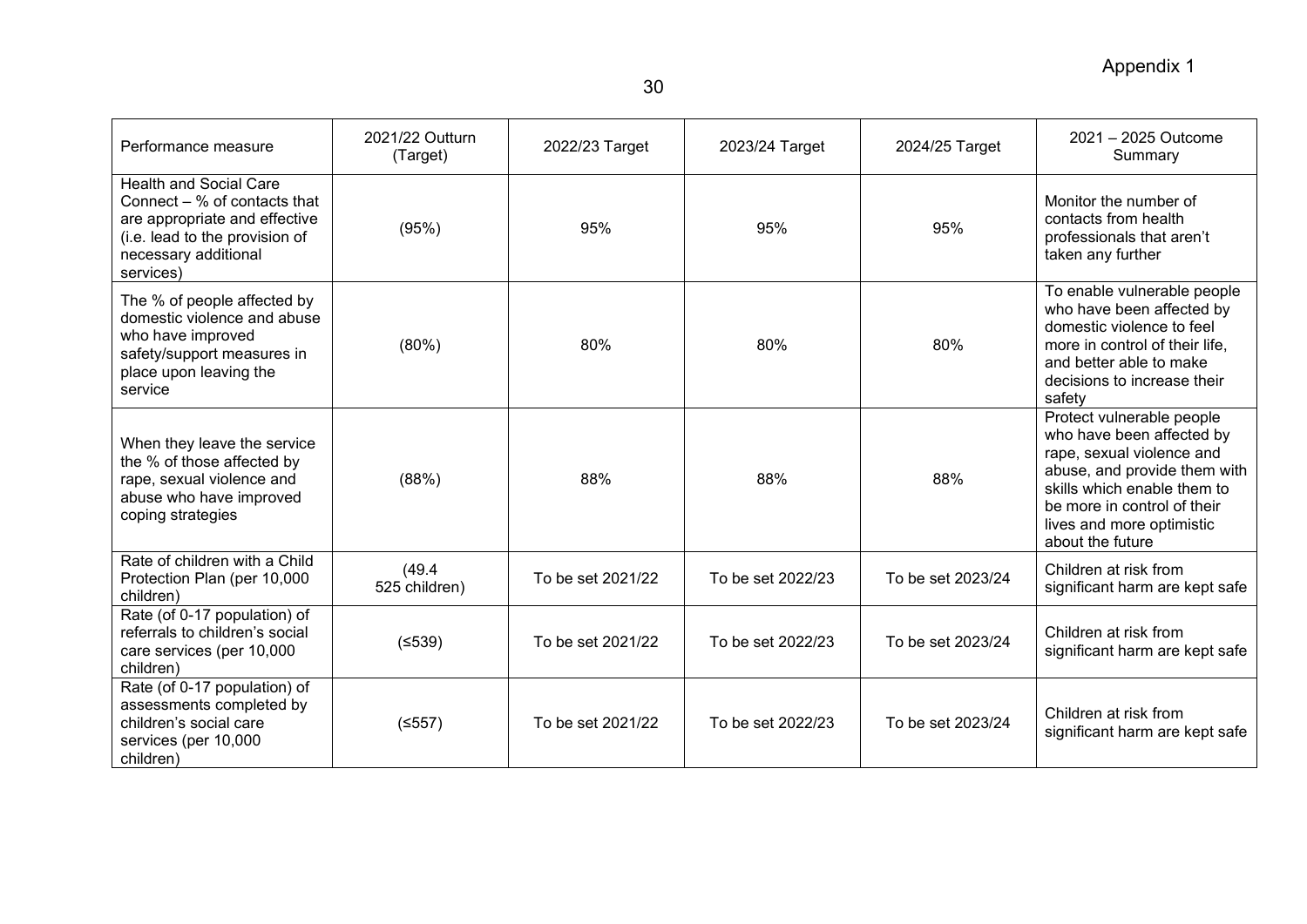| Performance measure | 2021/22 Outturn (Target) | 2022/23 Target | 2023/24 Target | 2024/25 Target | 2021 – 2025 Outcome Summary |
|---|---|---|---|---|---|
| Health and Social Care Connect – % of contacts that are appropriate and effective (i.e. lead to the provision of necessary additional services) | (95%) | 95% | 95% | 95% | Monitor the number of contacts from health professionals that aren't taken any further |
| The % of people affected by domestic violence and abuse who have improved safety/support measures in place upon leaving the service | (80%) | 80% | 80% | 80% | To enable vulnerable people who have been affected by domestic violence to feel more in control of their life, and better able to make decisions to increase their safety |
| When they leave the service the % of those affected by rape, sexual violence and abuse who have improved coping strategies | (88%) | 88% | 88% | 88% | Protect vulnerable people who have been affected by rape, sexual violence and abuse, and provide them with skills which enable them to be more in control of their lives and more optimistic about the future |
| Rate of children with a Child Protection Plan (per 10,000 children) | (49.4 525 children) | To be set 2021/22 | To be set 2022/23 | To be set 2023/24 | Children at risk from significant harm are kept safe |
| Rate (of 0-17 population) of referrals to children's social care services (per 10,000 children) | (≤539) | To be set 2021/22 | To be set 2022/23 | To be set 2023/24 | Children at risk from significant harm are kept safe |
| Rate (of 0-17 population) of assessments completed by children's social care services (per 10,000 children) | (≤557) | To be set 2021/22 | To be set 2022/23 | To be set 2023/24 | Children at risk from significant harm are kept safe |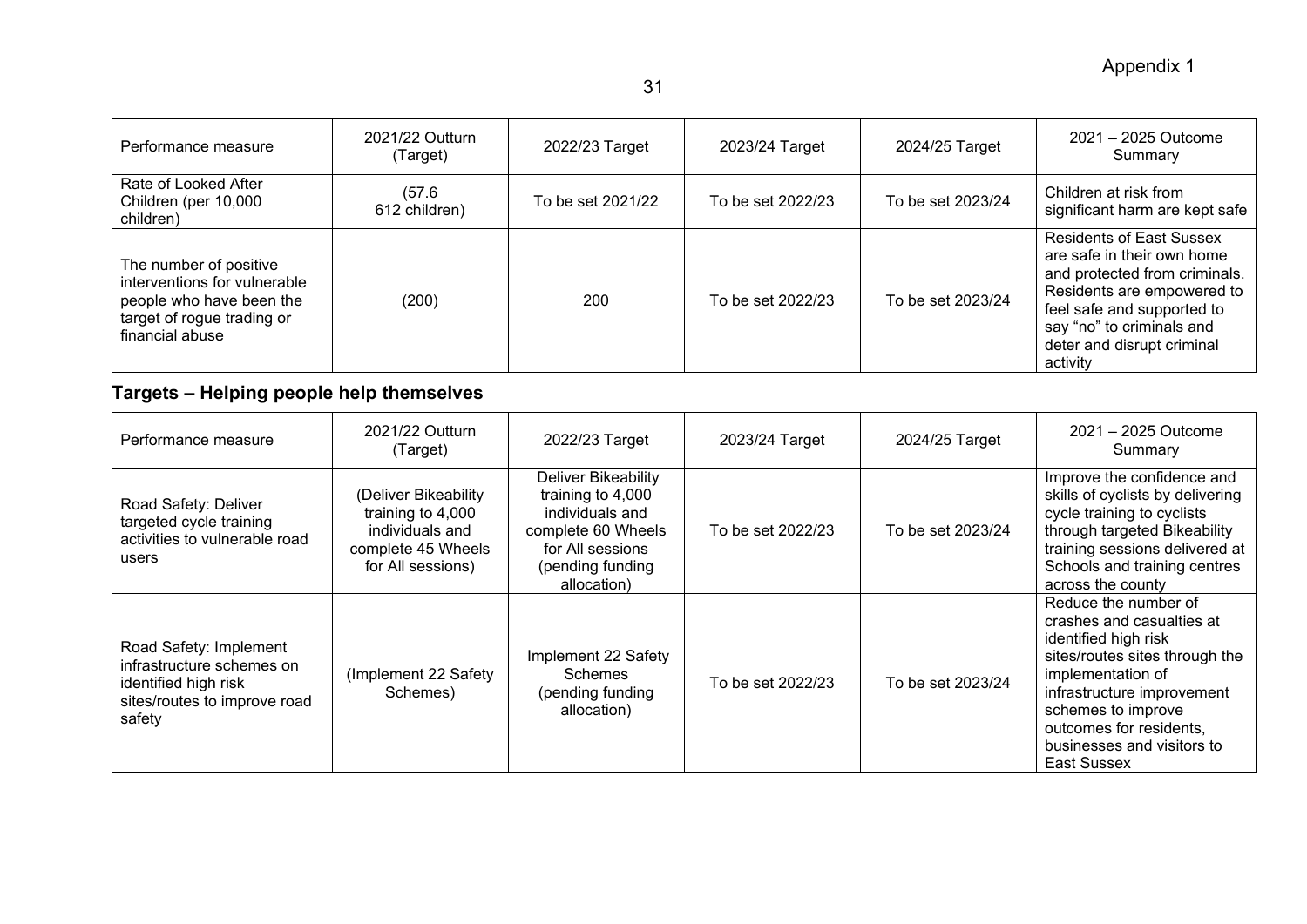| Performance measure | 2021/22 Outturn (Target) | 2022/23 Target | 2023/24 Target | 2024/25 Target | 2021 – 2025 Outcome Summary |
|---|---|---|---|---|---|
| Rate of Looked After Children (per 10,000 children) | (57.6 612 children) | To be set 2021/22 | To be set 2022/23 | To be set 2023/24 | Children at risk from significant harm are kept safe |
| The number of positive interventions for vulnerable people who have been the target of rogue trading or financial abuse | (200) | 200 | To be set 2022/23 | To be set 2023/24 | Residents of East Sussex are safe in their own home and protected from criminals. Residents are empowered to feel safe and supported to say "no" to criminals and deter and disrupt criminal activity |

## Targets – Helping people help themselves

| Performance measure | 2021/22 Outturn (Target) | 2022/23 Target | 2023/24 Target | 2024/25 Target | 2021 – 2025 Outcome Summary |
|---|---|---|---|---|---|
| Road Safety: Deliver targeted cycle training activities to vulnerable road users | (Deliver Bikeability training to 4,000 individuals and complete 45 Wheels for All sessions) | Deliver Bikeability training to 4,000 individuals and complete 60 Wheels for All sessions (pending funding allocation) | To be set 2022/23 | To be set 2023/24 | Improve the confidence and skills of cyclists by delivering cycle training to cyclists through targeted Bikeability training sessions delivered at Schools and training centres across the county |
| Road Safety: Implement infrastructure schemes on identified high risk sites/routes to improve road safety | (Implement 22 Safety Schemes) | Implement 22 Safety Schemes (pending funding allocation) | To be set 2022/23 | To be set 2023/24 | Reduce the number of crashes and casualties at identified high risk sites/routes sites through the implementation of infrastructure improvement schemes to improve outcomes for residents, businesses and visitors to East Sussex |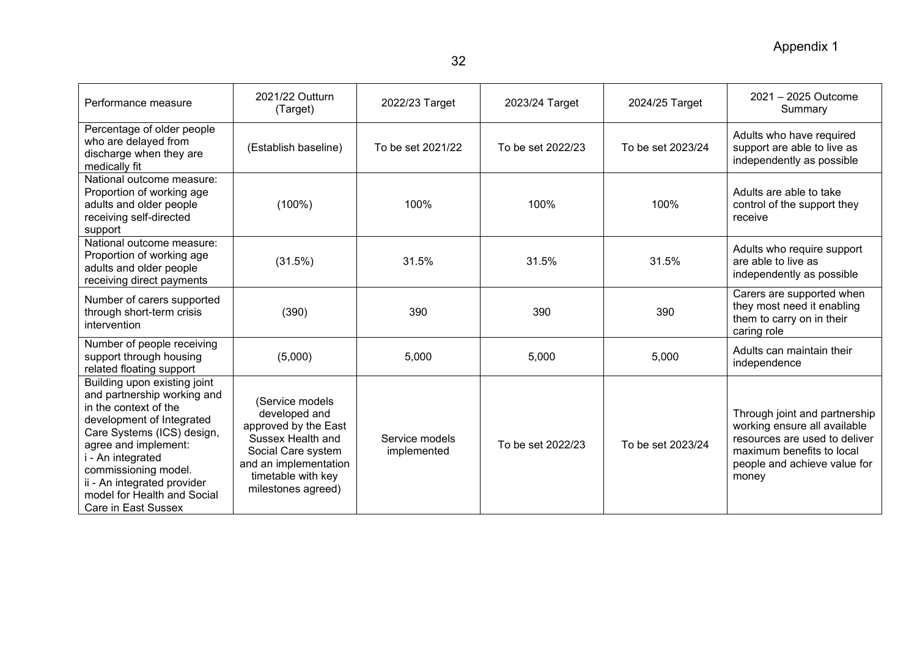Appendix 1

| Performance measure | 2021/22 Outturn (Target) | 2022/23 Target | 2023/24 Target | 2024/25 Target | 2021 – 2025 Outcome Summary |
|---|---|---|---|---|---|
| Percentage of older people who are delayed from discharge when they are medically fit | (Establish baseline) | To be set 2021/22 | To be set 2022/23 | To be set 2023/24 | Adults who have required support are able to live as independently as possible |
| National outcome measure: Proportion of working age adults and older people receiving self-directed support | (100%) | 100% | 100% | 100% | Adults are able to take control of the support they receive |
| National outcome measure: Proportion of working age adults and older people receiving direct payments | (31.5%) | 31.5% | 31.5% | 31.5% | Adults who require support are able to live as independently as possible |
| Number of carers supported through short-term crisis intervention | (390) | 390 | 390 | 390 | Carers are supported when they most need it enabling them to carry on in their caring role |
| Number of people receiving support through housing related floating support | (5,000) | 5,000 | 5,000 | 5,000 | Adults can maintain their independence |
| Building upon existing joint and partnership working and in the context of the development of Integrated Care Systems (ICS) design, agree and implement:<br>i - An integrated commissioning model.<br>ii - An integrated provider model for Health and Social Care in East Sussex | (Service models developed and approved by the East Sussex Health and Social Care system and an implementation timetable with key milestones agreed) | Service models implemented | To be set 2022/23 | To be set 2023/24 | Through joint and partnership working ensure all available resources are used to deliver maximum benefits to local people and achieve value for money |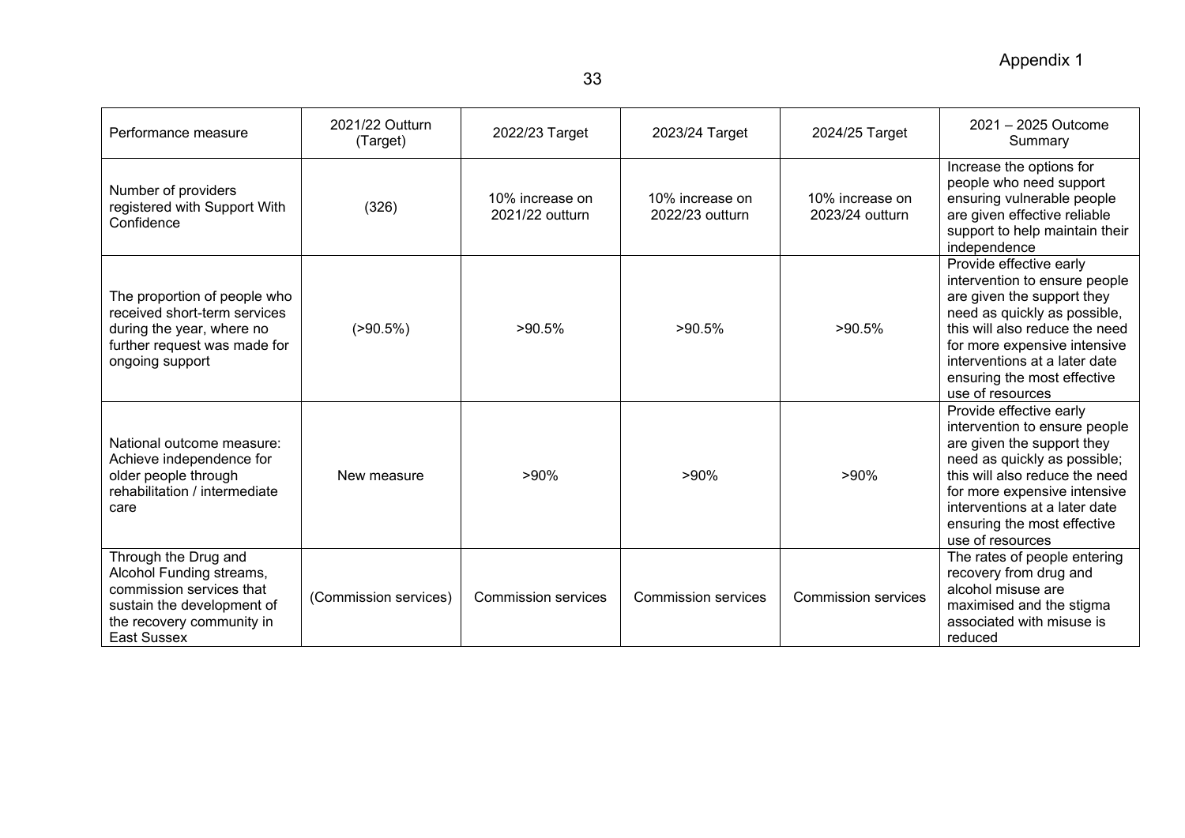Appendix 1

| Performance measure | 2021/22 Outturn (Target) | 2022/23 Target | 2023/24 Target | 2024/25 Target | 2021 – 2025 Outcome Summary |
|---|---|---|---|---|---|
| Number of providers registered with Support With Confidence | (326) | 10% increase on 2021/22 outturn | 10% increase on 2022/23 outturn | 10% increase on 2023/24 outturn | Increase the options for people who need support ensuring vulnerable people are given effective reliable support to help maintain their independence |
| The proportion of people who received short-term services during the year, where no further request was made for ongoing support | (>90.5%) | >90.5% | >90.5% | >90.5% | Provide effective early intervention to ensure people are given the support they need as quickly as possible, this will also reduce the need for more expensive intensive interventions at a later date ensuring the most effective use of resources |
| National outcome measure: Achieve independence for older people through rehabilitation / intermediate care | New measure | >90% | >90% | >90% | Provide effective early intervention to ensure people are given the support they need as quickly as possible; this will also reduce the need for more expensive intensive interventions at a later date ensuring the most effective use of resources |
| Through the Drug and Alcohol Funding streams, commission services that sustain the development of the recovery community in East Sussex | (Commission services) | Commission services | Commission services | Commission services | The rates of people entering recovery from drug and alcohol misuse are maximised and the stigma associated with misuse is reduced |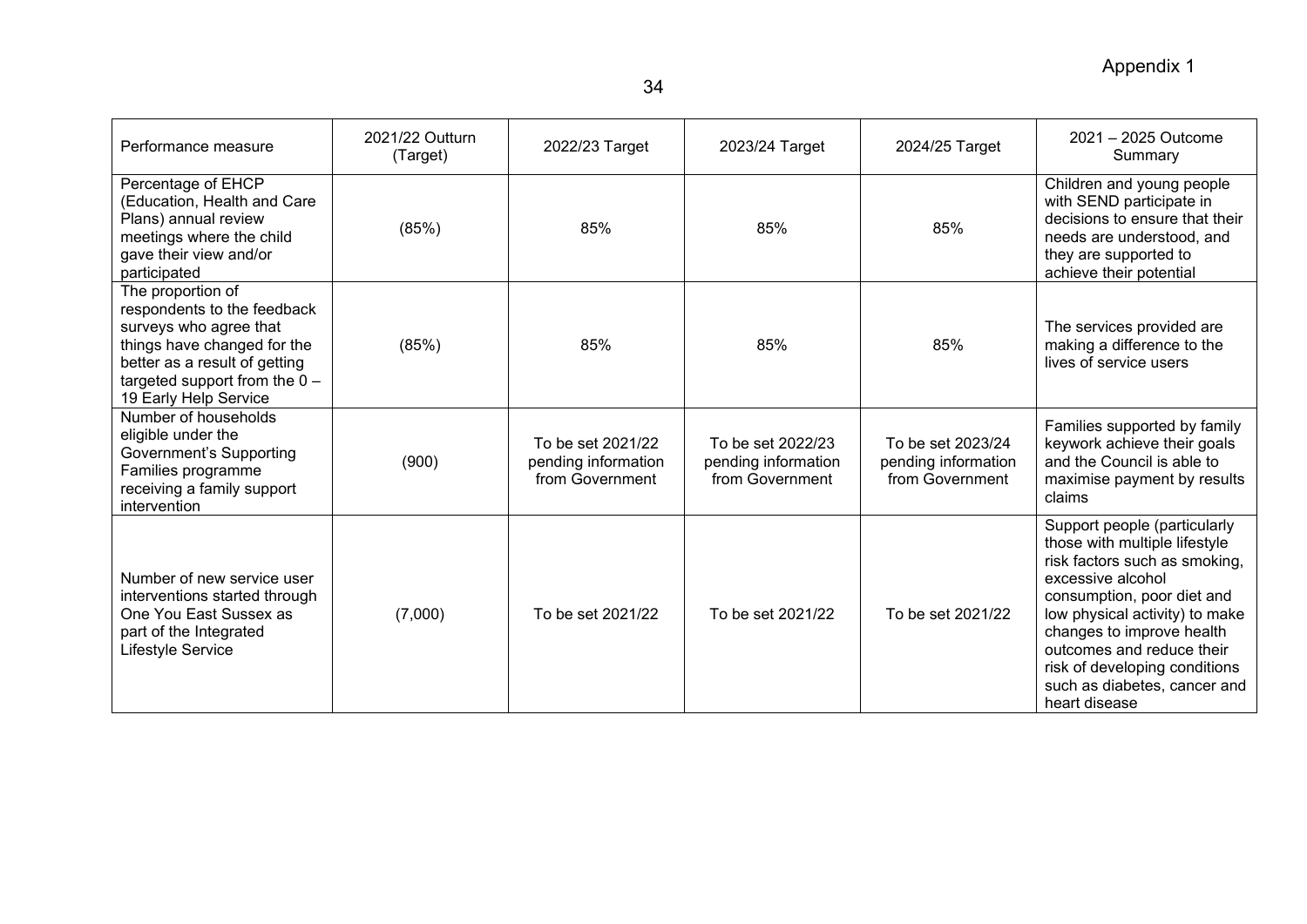Appendix 1

| Performance measure | 2021/22 Outturn (Target) | 2022/23 Target | 2023/24 Target | 2024/25 Target | 2021 – 2025 Outcome Summary |
|---|---|---|---|---|---|
| Percentage of EHCP (Education, Health and Care Plans) annual review meetings where the child gave their view and/or participated | (85%) | 85% | 85% | 85% | Children and young people with SEND participate in decisions to ensure that their needs are understood, and they are supported to achieve their potential |
| The proportion of respondents to the feedback surveys who agree that things have changed for the better as a result of getting targeted support from the 0 – 19 Early Help Service | (85%) | 85% | 85% | 85% | The services provided are making a difference to the lives of service users |
| Number of households eligible under the Government's Supporting Families programme receiving a family support intervention | (900) | To be set 2021/22 pending information from Government | To be set 2022/23 pending information from Government | To be set 2023/24 pending information from Government | Families supported by family keywork achieve their goals and the Council is able to maximise payment by results claims |
| Number of new service user interventions started through One You East Sussex as part of the Integrated Lifestyle Service | (7,000) | To be set 2021/22 | To be set 2021/22 | To be set 2021/22 | Support people (particularly those with multiple lifestyle risk factors such as smoking, excessive alcohol consumption, poor diet and low physical activity) to make changes to improve health outcomes and reduce their risk of developing conditions such as diabetes, cancer and heart disease |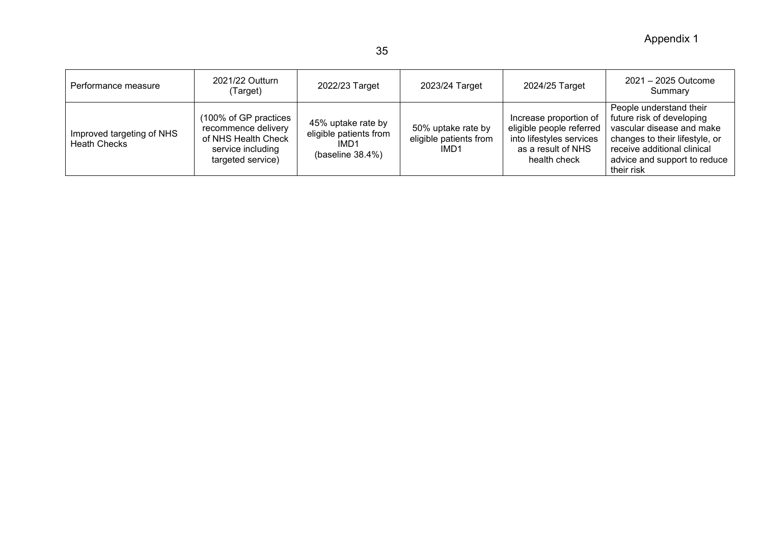Appendix 1

| Performance measure | 2021/22 Outturn (Target) | 2022/23 Target | 2023/24 Target | 2024/25 Target | 2021 – 2025 Outcome Summary |
|---|---|---|---|---|---|
| Improved targeting of NHS Heath Checks | (100% of GP practices recommence delivery of NHS Health Check service including targeted service) | 45% uptake rate by eligible patients from IMD1 (baseline 38.4%) | 50% uptake rate by eligible patients from IMD1 | Increase proportion of eligible people referred into lifestyles services as a result of NHS health check | People understand their future risk of developing vascular disease and make changes to their lifestyle, or receive additional clinical advice and support to reduce their risk |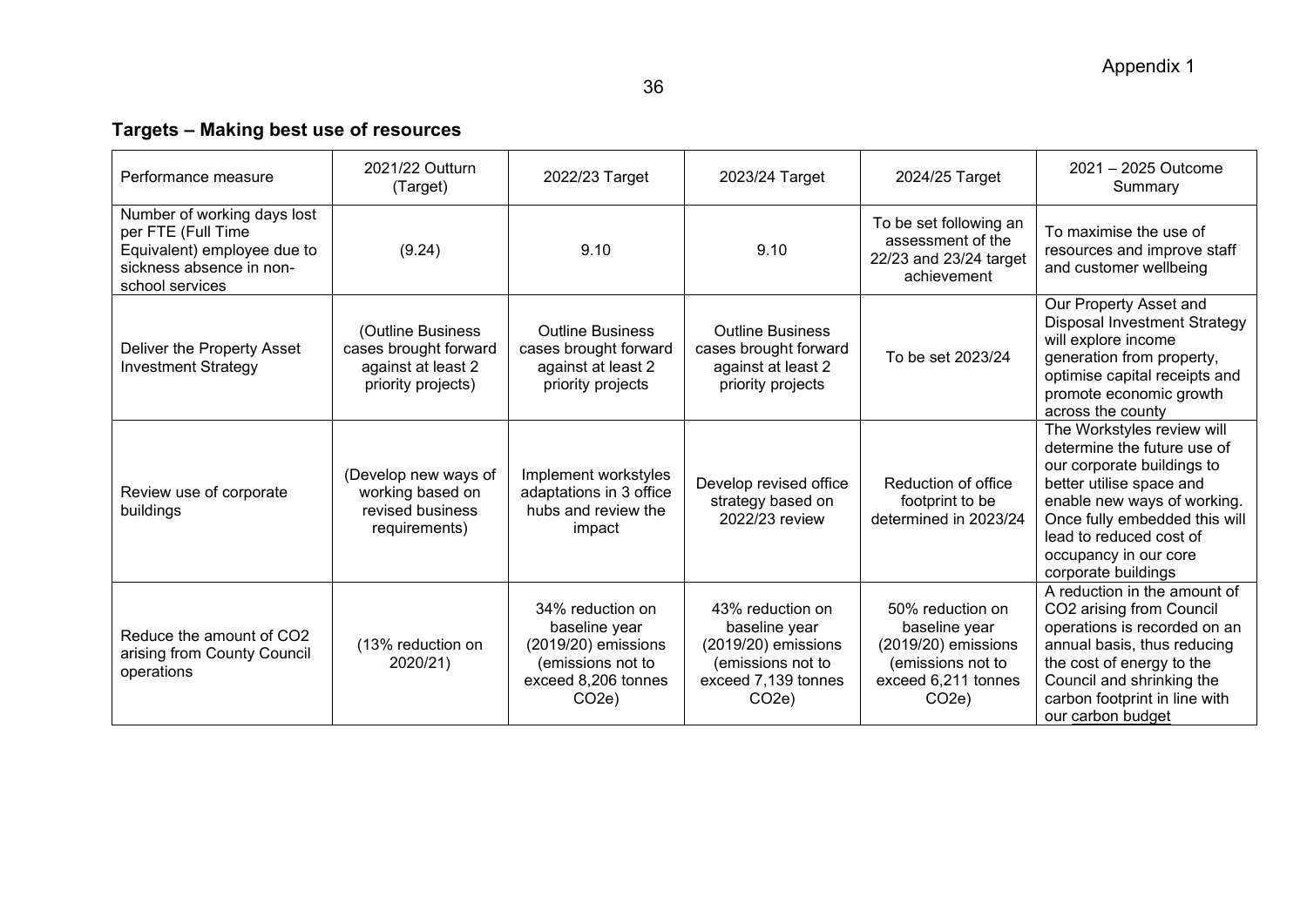Appendix 1

## Targets – Making best use of resources

| Performance measure | 2021/22 Outturn (Target) | 2022/23 Target | 2023/24 Target | 2024/25 Target | 2021 – 2025 Outcome Summary |
|---|---|---|---|---|---|
| Number of working days lost per FTE (Full Time Equivalent) employee due to sickness absence in non-school services | (9.24) | 9.10 | 9.10 | To be set following an assessment of the 22/23 and 23/24 target achievement | To maximise the use of resources and improve staff and customer wellbeing |
| Deliver the Property Asset Investment Strategy | (Outline Business cases brought forward against at least 2 priority projects) | Outline Business cases brought forward against at least 2 priority projects | Outline Business cases brought forward against at least 2 priority projects | To be set 2023/24 | Our Property Asset and Disposal Investment Strategy will explore income generation from property, optimise capital receipts and promote economic growth across the county |
| Review use of corporate buildings | (Develop new ways of working based on revised business requirements) | Implement workstyles adaptations in 3 office hubs and review the impact | Develop revised office strategy based on 2022/23 review | Reduction of office footprint to be determined in 2023/24 | The Workstyles review will determine the future use of our corporate buildings to better utilise space and enable new ways of working. Once fully embedded this will lead to reduced cost of occupancy in our core corporate buildings |
| Reduce the amount of $CO_2$ arising from County Council operations | (13% reduction on 2020/21) | 34% reduction on baseline year (2019/20) emissions (emissions not to exceed 8,206 tonnes $CO_2e$) | 43% reduction on baseline year (2019/20) emissions (emissions not to exceed 7,139 tonnes $CO_2e$) | 50% reduction on baseline year (2019/20) emissions (emissions not to exceed 6,211 tonnes $CO_2e$) | A reduction in the amount of $CO_2$ arising from Council operations is recorded on an annual basis, thus reducing the cost of energy to the Council and shrinking the carbon footprint in line with our carbon budget |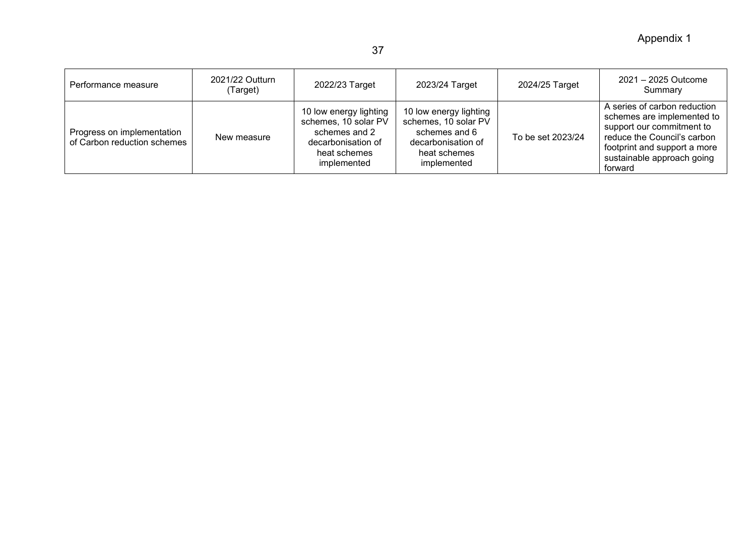Appendix 1

| Performance measure | 2021/22 Outturn (Target) | 2022/23 Target | 2023/24 Target | 2024/25 Target | 2021 – 2025 Outcome Summary |
|---|---|---|---|---|---|
| Progress on implementation of Carbon reduction schemes | New measure | 10 low energy lighting schemes, 10 solar PV schemes and 2 decarbonisation of heat schemes implemented | 10 low energy lighting schemes, 10 solar PV schemes and 6 decarbonisation of heat schemes implemented | To be set 2023/24 | A series of carbon reduction schemes are implemented to support our commitment to reduce the Council's carbon footprint and support a more sustainable approach going forward |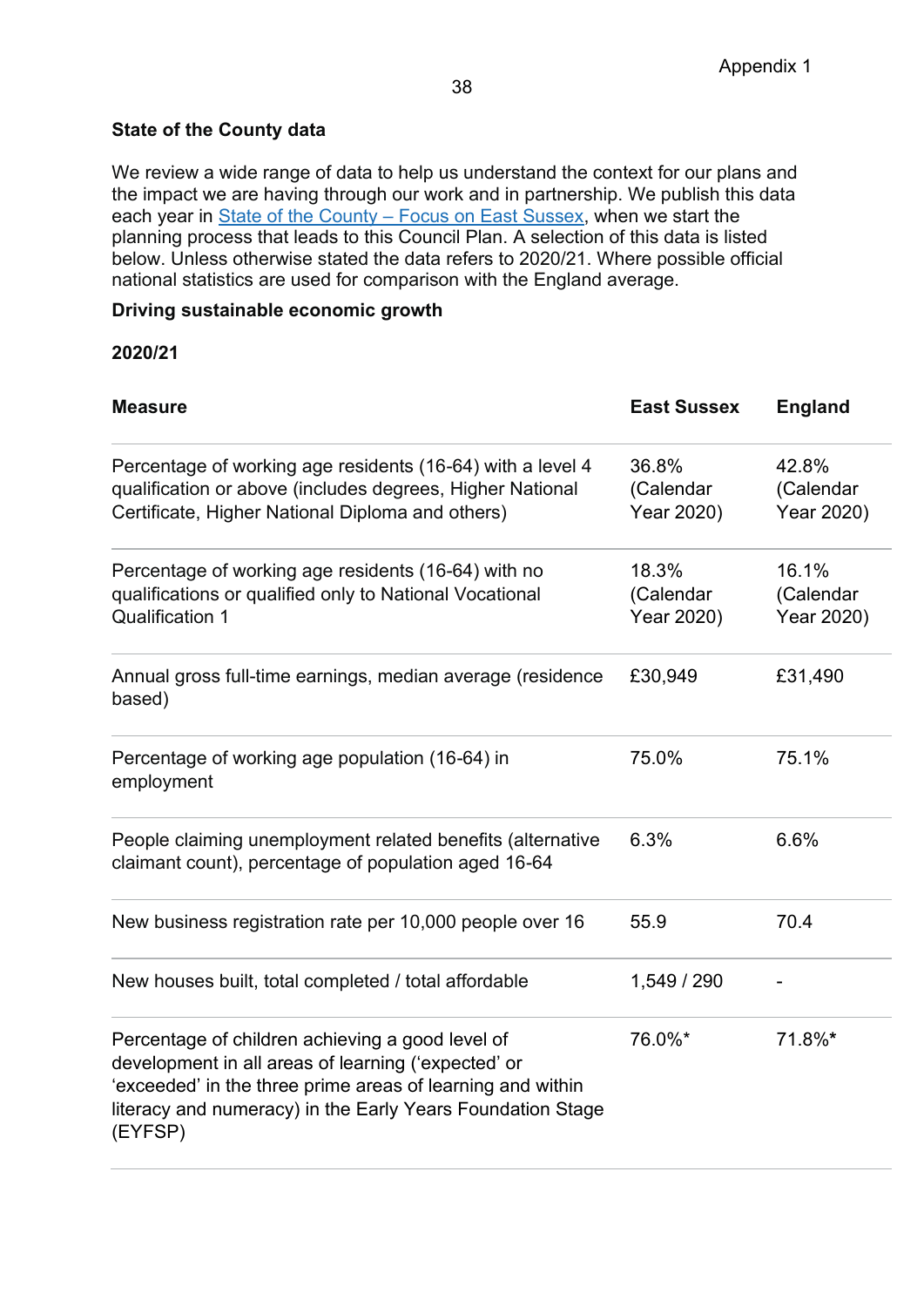## State of the County data

We review a wide range of data to help us understand the context for our plans and the impact we are having through our work and in partnership. We publish this data each year in State of the County – Focus on East Sussex, when we start the planning process that leads to this Council Plan. A selection of this data is listed below. Unless otherwise stated the data refers to 2020/21. Where possible official national statistics are used for comparison with the England average.

### Driving sustainable economic growth

**2020/21**

| Measure | East Sussex | England |
|---|---|---|
| Percentage of working age residents (16-64) with a level 4 qualification or above (includes degrees, Higher National Certificate, Higher National Diploma and others) | 36.8% (Calendar Year 2020) | 42.8% (Calendar Year 2020) |
| Percentage of working age residents (16-64) with no qualifications or qualified only to National Vocational Qualification 1 | 18.3% (Calendar Year 2020) | 16.1% (Calendar Year 2020) |
| Annual gross full-time earnings, median average (residence based) | £30,949 | £31,490 |
| Percentage of working age population (16-64) in employment | 75.0% | 75.1% |
| People claiming unemployment related benefits (alternative claimant count), percentage of population aged 16-64 | 6.3% | 6.6% |
| New business registration rate per 10,000 people over 16 | 55.9 | 70.4 |
| New houses built, total completed / total affordable | 1,549 / 290 | - |
| Percentage of children achieving a good level of development in all areas of learning ('expected' or 'exceeded' in the three prime areas of learning and within literacy and numeracy) in the Early Years Foundation Stage (EYFSP) | 76.0%* | 71.8%* |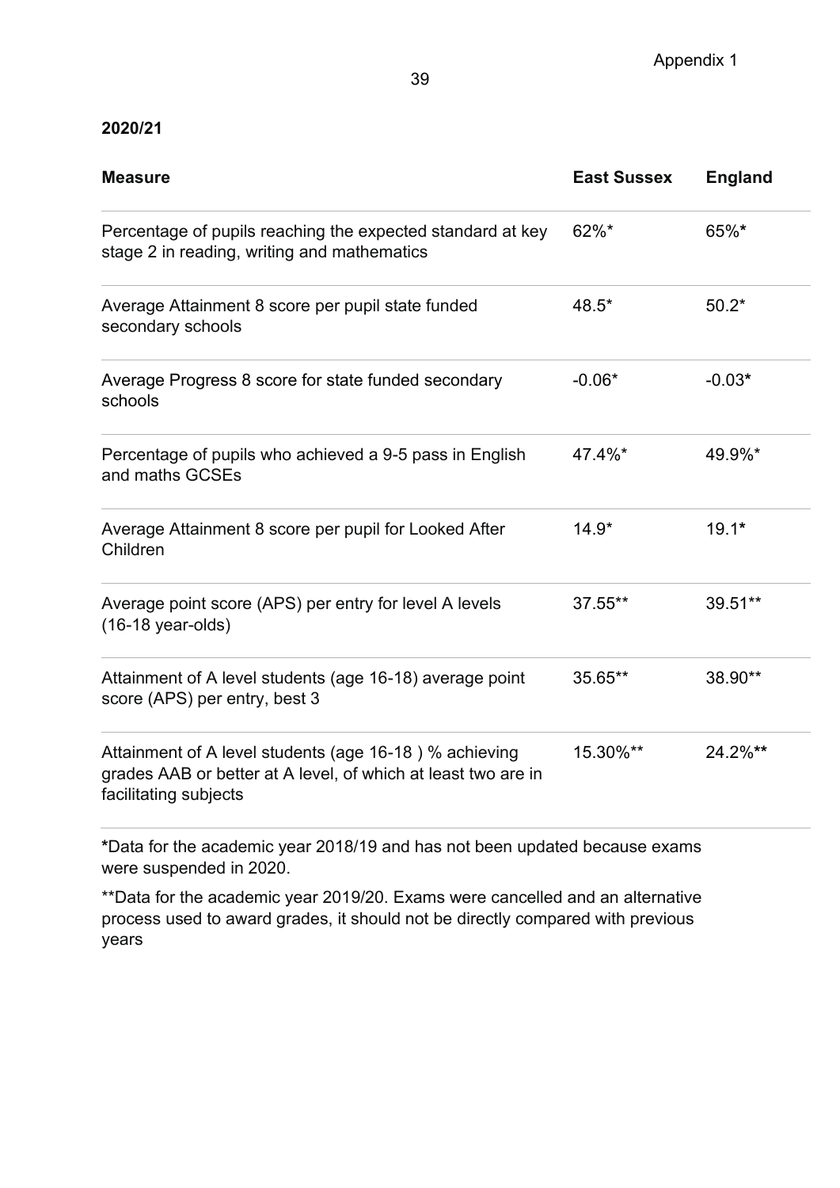Appendix 1

**2020/21**

| Measure | East Sussex | England |
| --- | --- | --- |
| Percentage of pupils reaching the expected standard at key stage 2 in reading, writing and mathematics | 62%* | 65%* |
| Average Attainment 8 score per pupil state funded secondary schools | 48.5* | 50.2* |
| Average Progress 8 score for state funded secondary schools | -0.06* | -0.03* |
| Percentage of pupils who achieved a 9-5 pass in English and maths GCSEs | 47.4%* | 49.9%* |
| Average Attainment 8 score per pupil for Looked After Children | 14.9* | 19.1* |
| Average point score (APS) per entry for level A levels (16-18 year-olds) | 37.55** | 39.51** |
| Attainment of A level students (age 16-18) average point score (APS) per entry, best 3 | 35.65** | 38.90** |
| Attainment of A level students (age 16-18 ) % achieving grades AAB or better at A level, of which at least two are in facilitating subjects | 15.30%** | 24.2%** |

*Data for the academic year 2018/19 and has not been updated because exams were suspended in 2020.

**Data for the academic year 2019/20. Exams were cancelled and an alternative process used to award grades, it should not be directly compared with previous years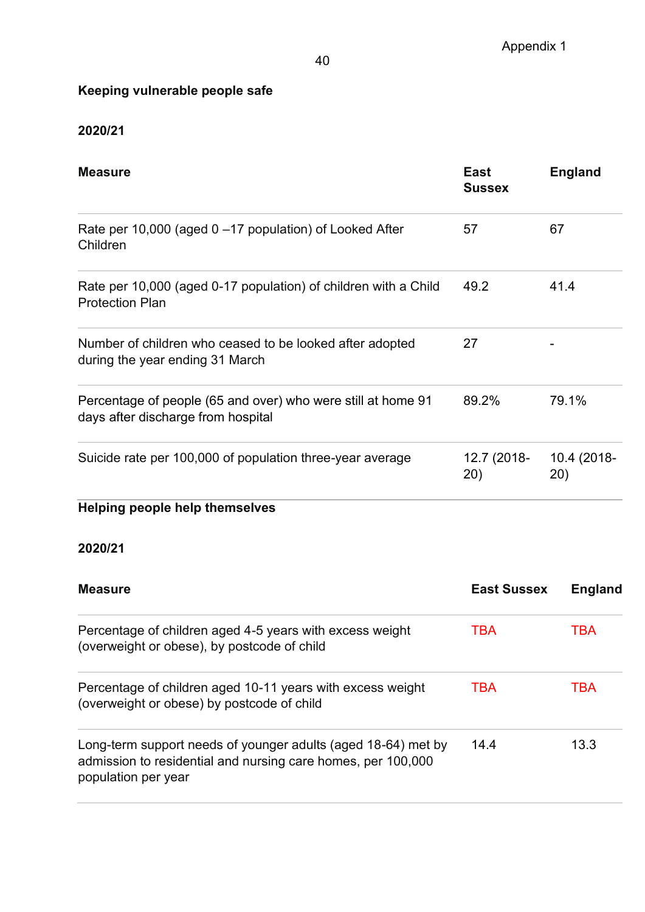### Keeping vulnerable people safe

**2020/21**

| Measure | East Sussex | England |
|---|---|---|
| Rate per 10,000 (aged 0 –17 population) of Looked After Children | 57 | 67 |
| Rate per 10,000 (aged 0-17 population) of children with a Child Protection Plan | 49.2 | 41.4 |
| Number of children who ceased to be looked after adopted during the year ending 31 March | 27 | - |
| Percentage of people (65 and over) who were still at home 91 days after discharge from hospital | 89.2% | 79.1% |
| Suicide rate per 100,000 of population three-year average | 12.7 (2018-20) | 10.4 (2018-20) |

### Helping people help themselves

**2020/21**

| Measure | East Sussex | England |
|---|---|---|
| Percentage of children aged 4-5 years with excess weight (overweight or obese), by postcode of child | TBA | TBA |
| Percentage of children aged 10-11 years with excess weight (overweight or obese) by postcode of child | TBA | TBA |
| Long-term support needs of younger adults (aged 18-64) met by admission to residential and nursing care homes, per 100,000 population per year | 14.4 | 13.3 |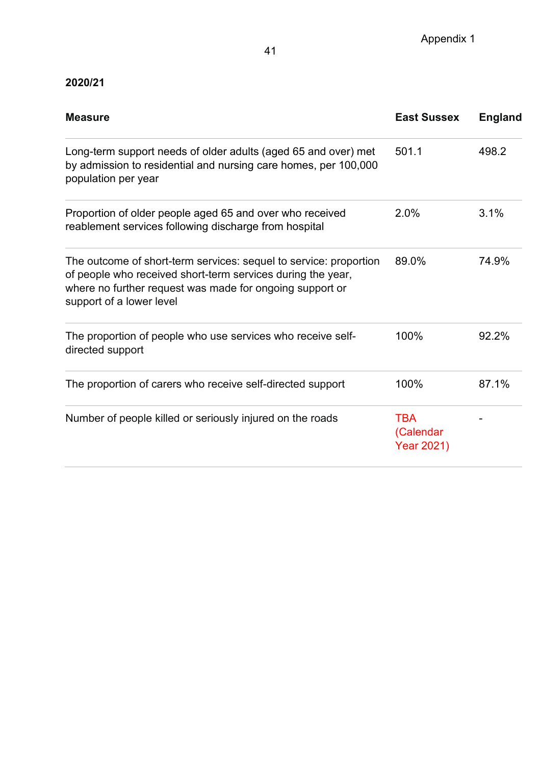**2020/21**

| Measure | East Sussex | England |
|---|---|---|
| Long-term support needs of older adults (aged 65 and over) met by admission to residential and nursing care homes, per 100,000 population per year | 501.1 | 498.2 |
| Proportion of older people aged 65 and over who received reablement services following discharge from hospital | 2.0% | 3.1% |
| The outcome of short-term services: sequel to service: proportion of people who received short-term services during the year, where no further request was made for ongoing support or support of a lower level | 89.0% | 74.9% |
| The proportion of people who use services who receive self-directed support | 100% | 92.2% |
| The proportion of carers who receive self-directed support | 100% | 87.1% |
| Number of people killed or seriously injured on the roads | TBA (Calendar Year 2021) | - |